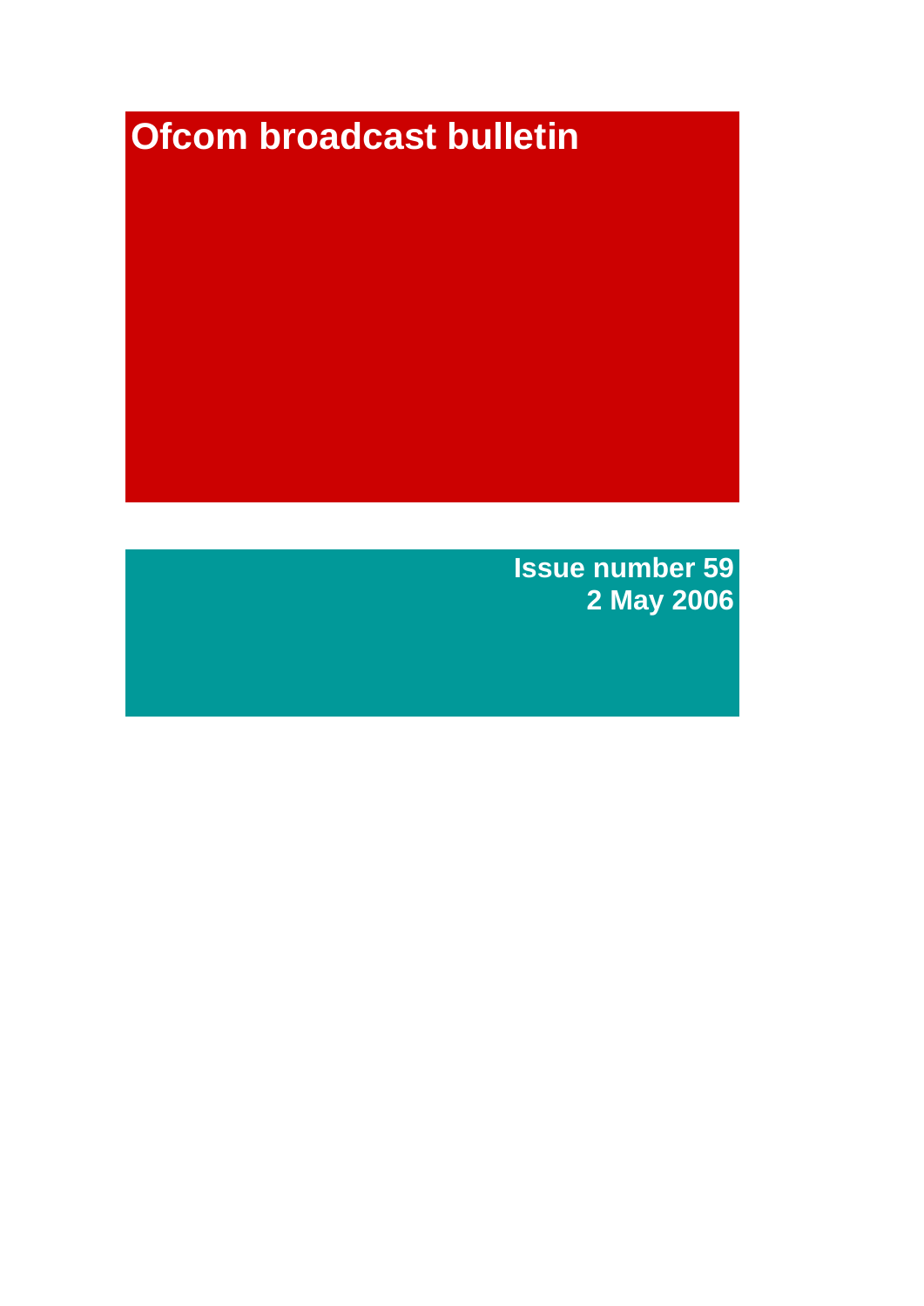# Ofcom broadcast bulletin

**Issue number 59**
**2 May 2006**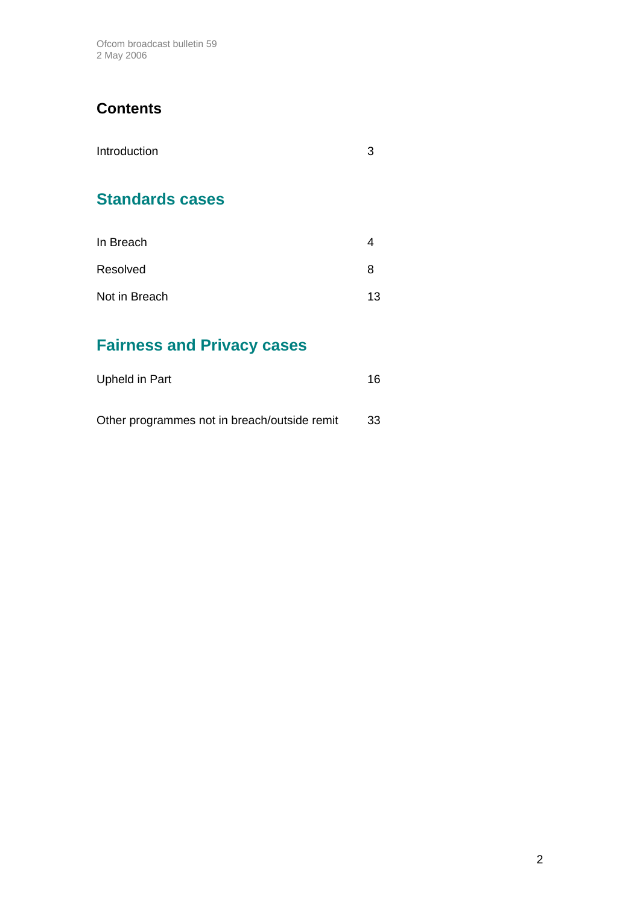# Contents

| | |
|---|---|
| Introduction | 3 |

## Standards cases

| | |
|---|---|
| In Breach | 4 |
| Resolved | 8 |
| Not in Breach | 13 |

## Fairness and Privacy cases

| | |
|---|---|
| Upheld in Part | 16 |
| Other programmes not in breach/outside remit | 33 |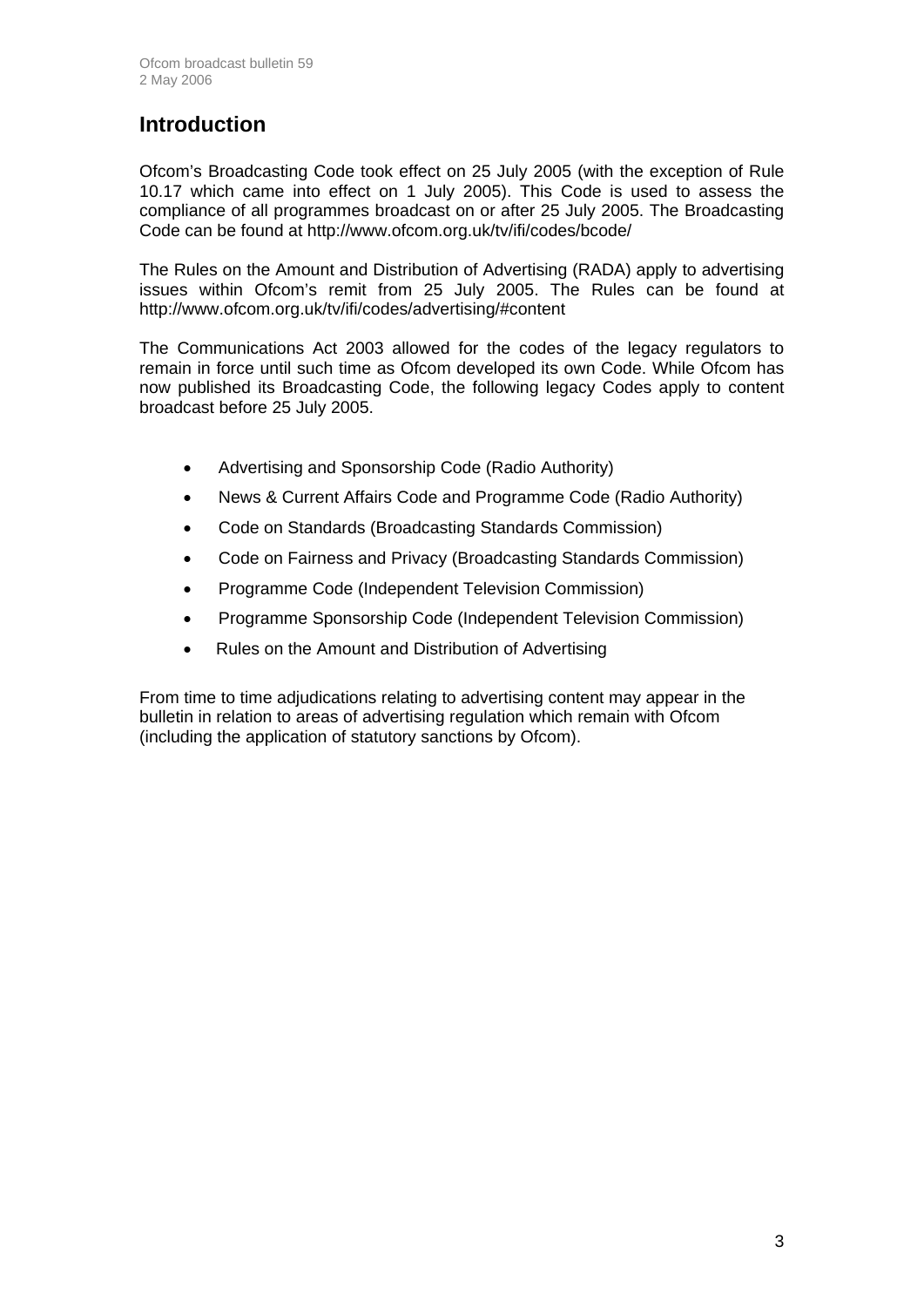# Introduction

Ofcom's Broadcasting Code took effect on 25 July 2005 (with the exception of Rule 10.17 which came into effect on 1 July 2005). This Code is used to assess the compliance of all programmes broadcast on or after 25 July 2005. The Broadcasting Code can be found at http://www.ofcom.org.uk/tv/ifi/codes/bcode/

The Rules on the Amount and Distribution of Advertising (RADA) apply to advertising issues within Ofcom's remit from 25 July 2005. The Rules can be found at http://www.ofcom.org.uk/tv/ifi/codes/advertising/#content

The Communications Act 2003 allowed for the codes of the legacy regulators to remain in force until such time as Ofcom developed its own Code. While Ofcom has now published its Broadcasting Code, the following legacy Codes apply to content broadcast before 25 July 2005.

- Advertising and Sponsorship Code (Radio Authority)
- News & Current Affairs Code and Programme Code (Radio Authority)
- Code on Standards (Broadcasting Standards Commission)
- Code on Fairness and Privacy (Broadcasting Standards Commission)
- Programme Code (Independent Television Commission)
- Programme Sponsorship Code (Independent Television Commission)
- Rules on the Amount and Distribution of Advertising

From time to time adjudications relating to advertising content may appear in the bulletin in relation to areas of advertising regulation which remain with Ofcom (including the application of statutory sanctions by Ofcom).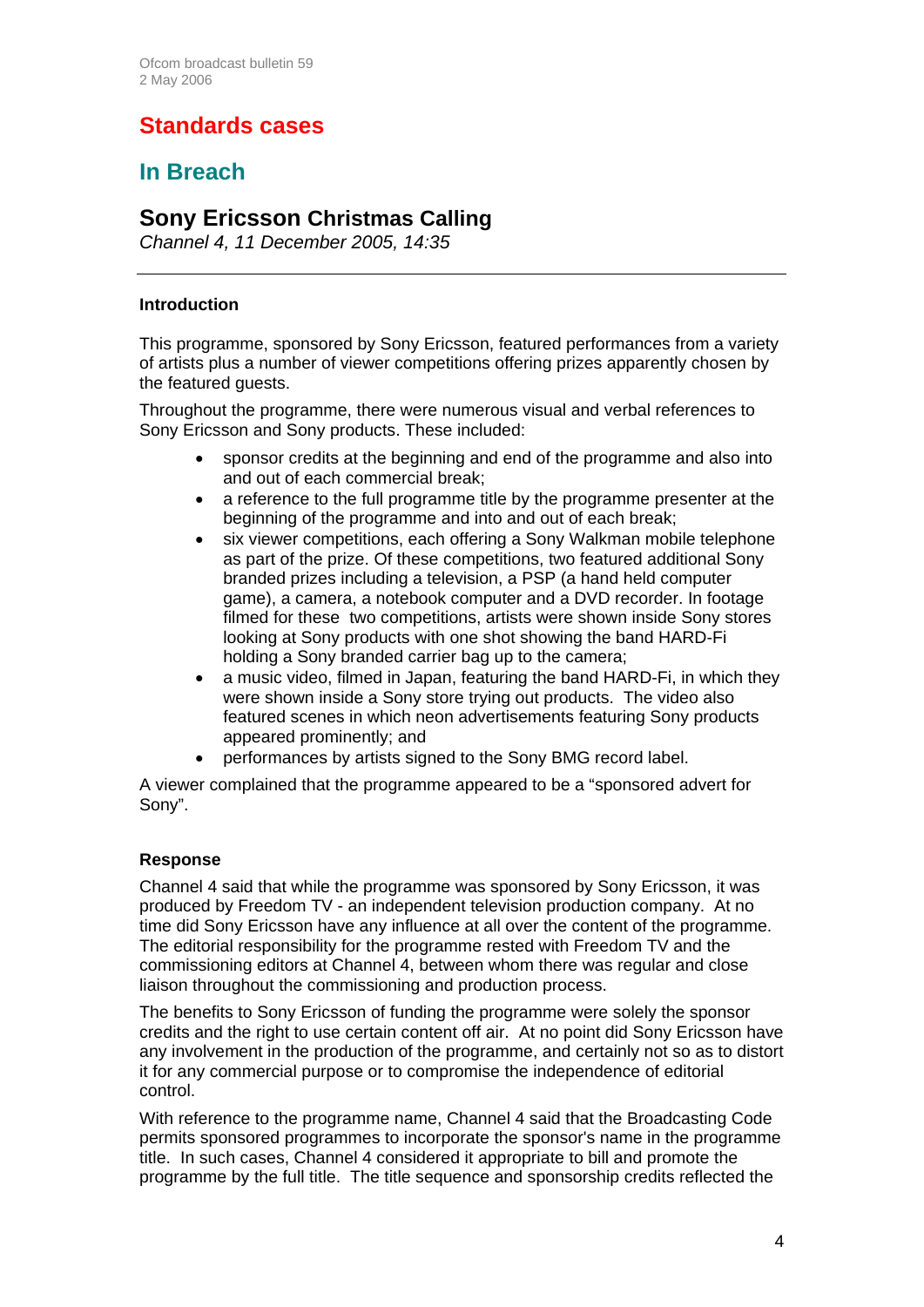# Standards cases

## In Breach

### Sony Ericsson Christmas Calling

*Channel 4, 11 December 2005, 14:35*

---

**Introduction**

This programme, sponsored by Sony Ericsson, featured performances from a variety of artists plus a number of viewer competitions offering prizes apparently chosen by the featured guests.

Throughout the programme, there were numerous visual and verbal references to Sony Ericsson and Sony products. These included:

- sponsor credits at the beginning and end of the programme and also into and out of each commercial break;
- a reference to the full programme title by the programme presenter at the beginning of the programme and into and out of each break;
- six viewer competitions, each offering a Sony Walkman mobile telephone as part of the prize. Of these competitions, two featured additional Sony branded prizes including a television, a PSP (a hand held computer game), a camera, a notebook computer and a DVD recorder. In footage filmed for these two competitions, artists were shown inside Sony stores looking at Sony products with one shot showing the band HARD-Fi holding a Sony branded carrier bag up to the camera;
- a music video, filmed in Japan, featuring the band HARD-Fi, in which they were shown inside a Sony store trying out products. The video also featured scenes in which neon advertisements featuring Sony products appeared prominently; and
- performances by artists signed to the Sony BMG record label.

A viewer complained that the programme appeared to be a "sponsored advert for Sony".

**Response**

Channel 4 said that while the programme was sponsored by Sony Ericsson, it was produced by Freedom TV - an independent television production company. At no time did Sony Ericsson have any influence at all over the content of the programme. The editorial responsibility for the programme rested with Freedom TV and the commissioning editors at Channel 4, between whom there was regular and close liaison throughout the commissioning and production process.

The benefits to Sony Ericsson of funding the programme were solely the sponsor credits and the right to use certain content off air. At no point did Sony Ericsson have any involvement in the production of the programme, and certainly not so as to distort it for any commercial purpose or to compromise the independence of editorial control.

With reference to the programme name, Channel 4 said that the Broadcasting Code permits sponsored programmes to incorporate the sponsor's name in the programme title. In such cases, Channel 4 considered it appropriate to bill and promote the programme by the full title. The title sequence and sponsorship credits reflected the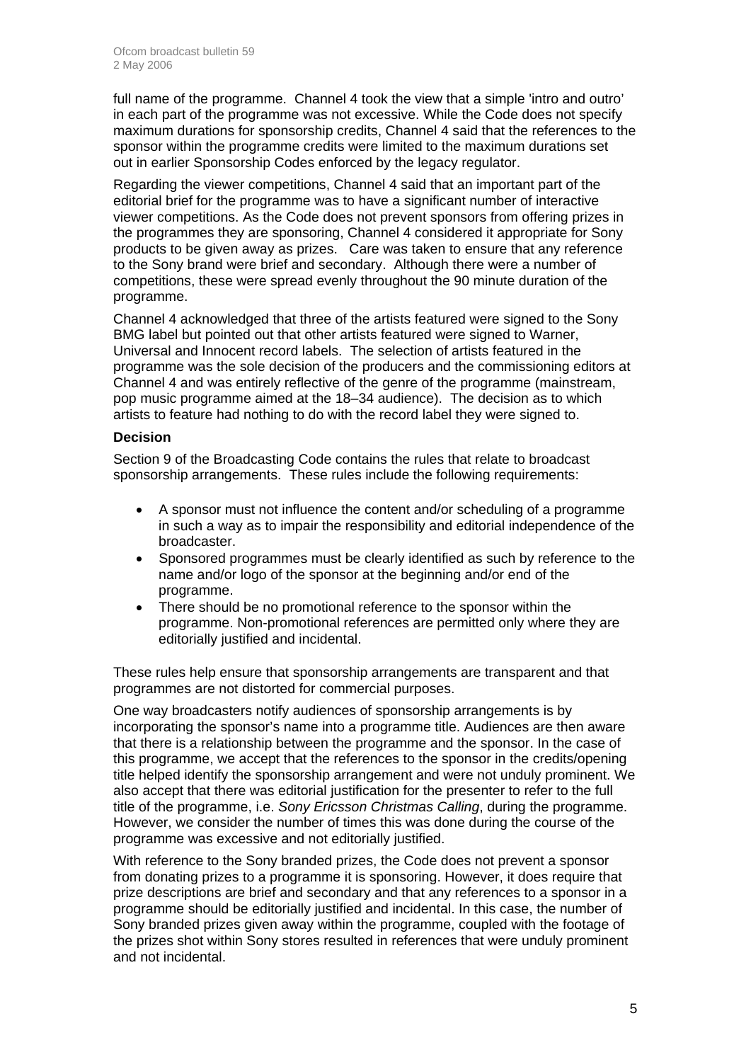full name of the programme. Channel 4 took the view that a simple 'intro and outro' in each part of the programme was not excessive. While the Code does not specify maximum durations for sponsorship credits, Channel 4 said that the references to the sponsor within the programme credits were limited to the maximum durations set out in earlier Sponsorship Codes enforced by the legacy regulator.

Regarding the viewer competitions, Channel 4 said that an important part of the editorial brief for the programme was to have a significant number of interactive viewer competitions. As the Code does not prevent sponsors from offering prizes in the programmes they are sponsoring, Channel 4 considered it appropriate for Sony products to be given away as prizes. Care was taken to ensure that any reference to the Sony brand were brief and secondary. Although there were a number of competitions, these were spread evenly throughout the 90 minute duration of the programme.

Channel 4 acknowledged that three of the artists featured were signed to the Sony BMG label but pointed out that other artists featured were signed to Warner, Universal and Innocent record labels. The selection of artists featured in the programme was the sole decision of the producers and the commissioning editors at Channel 4 and was entirely reflective of the genre of the programme (mainstream, pop music programme aimed at the 18–34 audience). The decision as to which artists to feature had nothing to do with the record label they were signed to.

**Decision**

Section 9 of the Broadcasting Code contains the rules that relate to broadcast sponsorship arrangements. These rules include the following requirements:

- A sponsor must not influence the content and/or scheduling of a programme in such a way as to impair the responsibility and editorial independence of the broadcaster.
- Sponsored programmes must be clearly identified as such by reference to the name and/or logo of the sponsor at the beginning and/or end of the programme.
- There should be no promotional reference to the sponsor within the programme. Non-promotional references are permitted only where they are editorially justified and incidental.

These rules help ensure that sponsorship arrangements are transparent and that programmes are not distorted for commercial purposes.

One way broadcasters notify audiences of sponsorship arrangements is by incorporating the sponsor's name into a programme title. Audiences are then aware that there is a relationship between the programme and the sponsor. In the case of this programme, we accept that the references to the sponsor in the credits/opening title helped identify the sponsorship arrangement and were not unduly prominent. We also accept that there was editorial justification for the presenter to refer to the full title of the programme, i.e. *Sony Ericsson Christmas Calling*, during the programme. However, we consider the number of times this was done during the course of the programme was excessive and not editorially justified.

With reference to the Sony branded prizes, the Code does not prevent a sponsor from donating prizes to a programme it is sponsoring. However, it does require that prize descriptions are brief and secondary and that any references to a sponsor in a programme should be editorially justified and incidental. In this case, the number of Sony branded prizes given away within the programme, coupled with the footage of the prizes shot within Sony stores resulted in references that were unduly prominent and not incidental.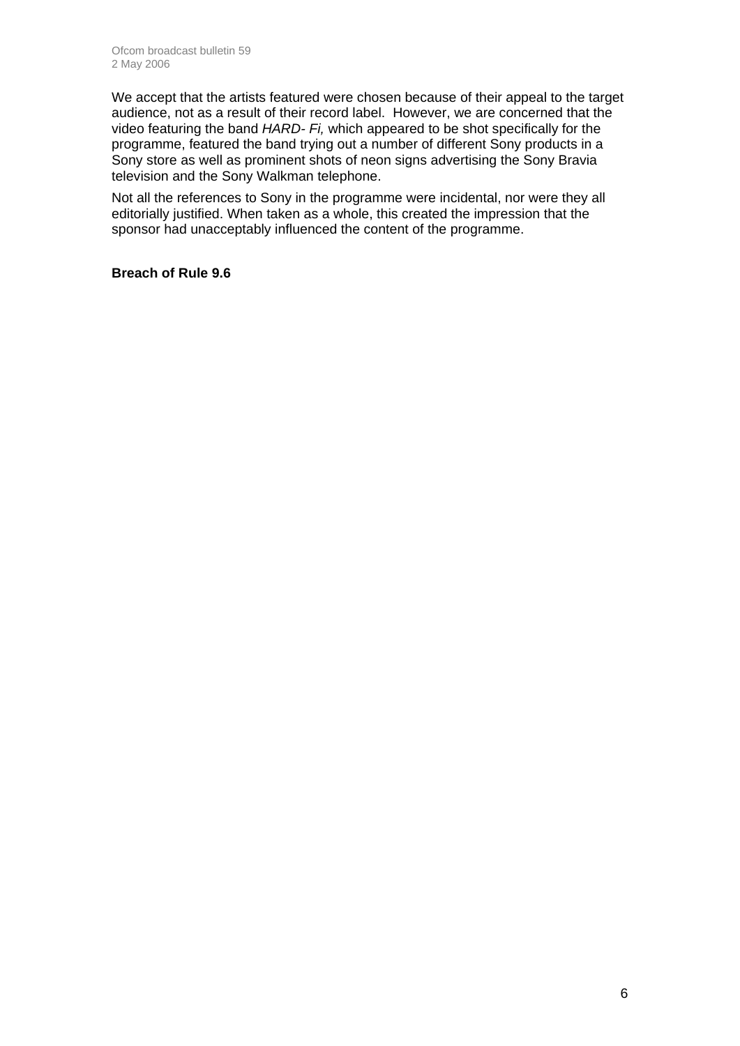We accept that the artists featured were chosen because of their appeal to the target audience, not as a result of their record label. However, we are concerned that the video featuring the band *HARD- Fi,* which appeared to be shot specifically for the programme, featured the band trying out a number of different Sony products in a Sony store as well as prominent shots of neon signs advertising the Sony Bravia television and the Sony Walkman telephone.

Not all the references to Sony in the programme were incidental, nor were they all editorially justified. When taken as a whole, this created the impression that the sponsor had unacceptably influenced the content of the programme.

**Breach of Rule 9.6**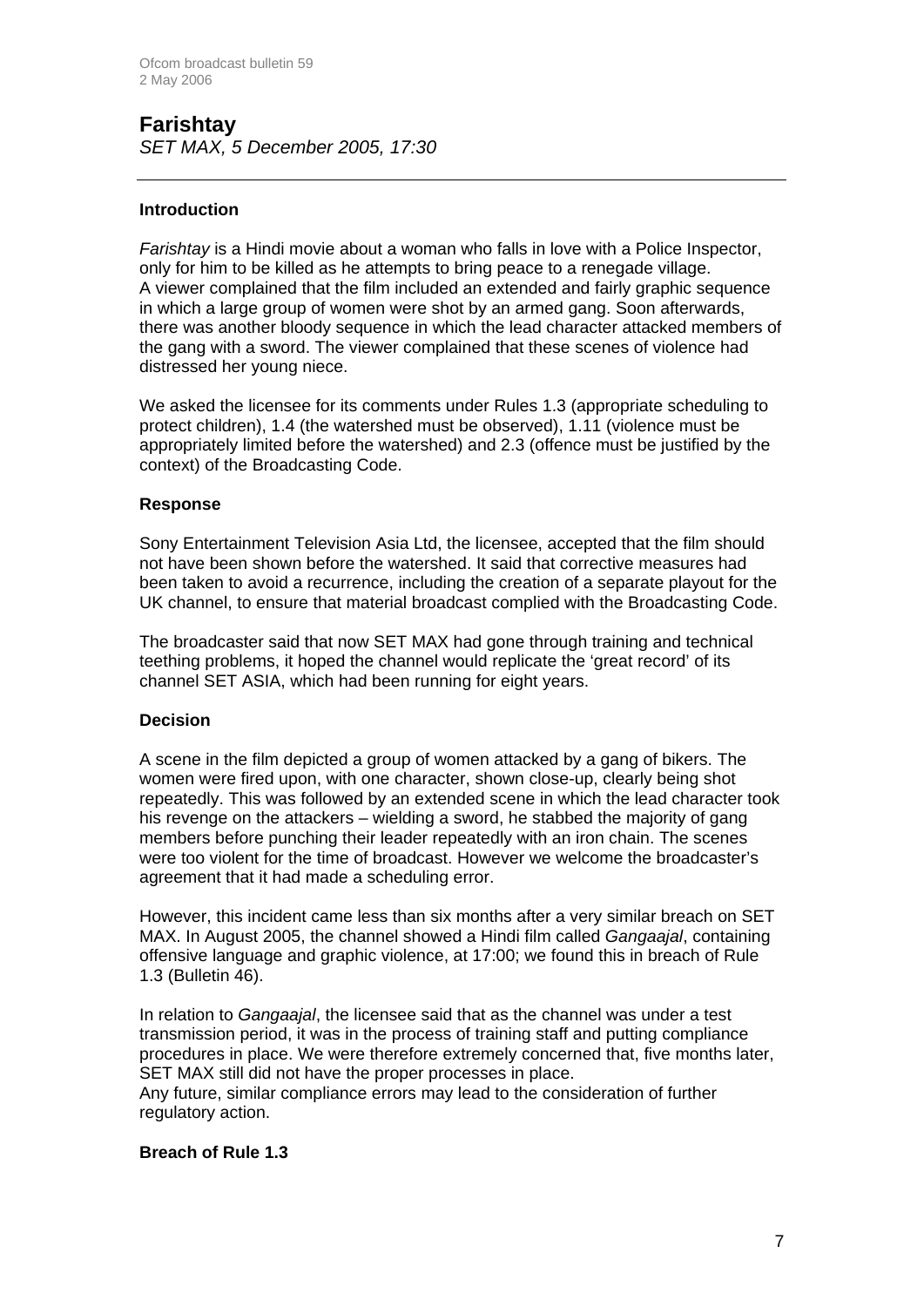## Farishtay

*SET MAX, 5 December 2005, 17:30*

---

### Introduction

*Farishtay* is a Hindi movie about a woman who falls in love with a Police Inspector, only for him to be killed as he attempts to bring peace to a renegade village. A viewer complained that the film included an extended and fairly graphic sequence in which a large group of women were shot by an armed gang. Soon afterwards, there was another bloody sequence in which the lead character attacked members of the gang with a sword. The viewer complained that these scenes of violence had distressed her young niece.

We asked the licensee for its comments under Rules 1.3 (appropriate scheduling to protect children), 1.4 (the watershed must be observed), 1.11 (violence must be appropriately limited before the watershed) and 2.3 (offence must be justified by the context) of the Broadcasting Code.

### Response

Sony Entertainment Television Asia Ltd, the licensee, accepted that the film should not have been shown before the watershed. It said that corrective measures had been taken to avoid a recurrence, including the creation of a separate playout for the UK channel, to ensure that material broadcast complied with the Broadcasting Code.

The broadcaster said that now SET MAX had gone through training and technical teething problems, it hoped the channel would replicate the 'great record' of its channel SET ASIA, which had been running for eight years.

### Decision

A scene in the film depicted a group of women attacked by a gang of bikers. The women were fired upon, with one character, shown close-up, clearly being shot repeatedly. This was followed by an extended scene in which the lead character took his revenge on the attackers – wielding a sword, he stabbed the majority of gang members before punching their leader repeatedly with an iron chain. The scenes were too violent for the time of broadcast. However we welcome the broadcaster's agreement that it had made a scheduling error.

However, this incident came less than six months after a very similar breach on SET MAX. In August 2005, the channel showed a Hindi film called *Gangaajal*, containing offensive language and graphic violence, at 17:00; we found this in breach of Rule 1.3 (Bulletin 46).

In relation to *Gangaajal*, the licensee said that as the channel was under a test transmission period, it was in the process of training staff and putting compliance procedures in place. We were therefore extremely concerned that, five months later, SET MAX still did not have the proper processes in place.
Any future, similar compliance errors may lead to the consideration of further regulatory action.

**Breach of Rule 1.3**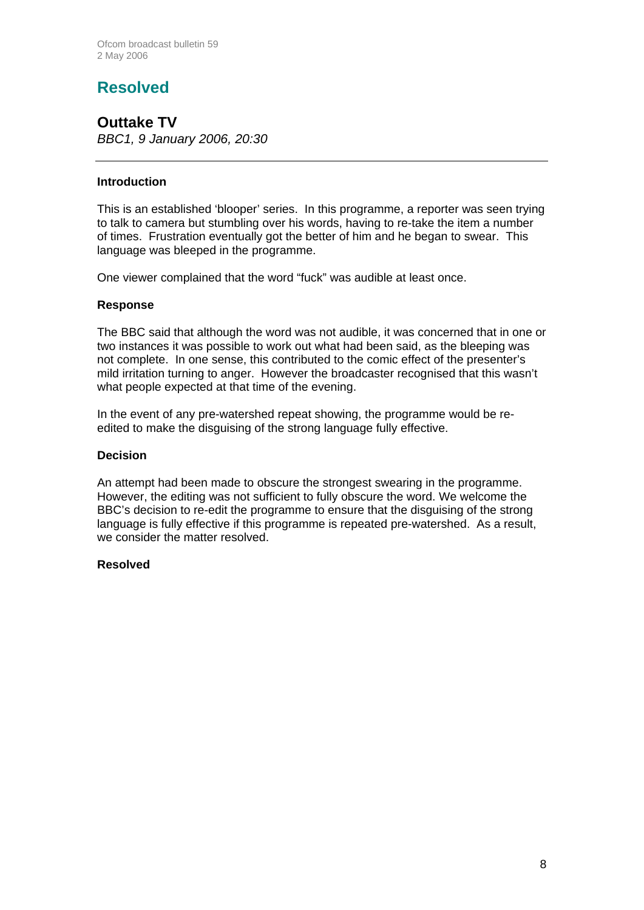## Resolved

### Outtake TV

*BBC1, 9 January 2006, 20:30*

---

**Introduction**

This is an established 'blooper' series. In this programme, a reporter was seen trying to talk to camera but stumbling over his words, having to re-take the item a number of times. Frustration eventually got the better of him and he began to swear. This language was bleeped in the programme.

One viewer complained that the word "fuck" was audible at least once.

**Response**

The BBC said that although the word was not audible, it was concerned that in one or two instances it was possible to work out what had been said, as the bleeping was not complete. In one sense, this contributed to the comic effect of the presenter's mild irritation turning to anger. However the broadcaster recognised that this wasn't what people expected at that time of the evening.

In the event of any pre-watershed repeat showing, the programme would be re-edited to make the disguising of the strong language fully effective.

**Decision**

An attempt had been made to obscure the strongest swearing in the programme. However, the editing was not sufficient to fully obscure the word. We welcome the BBC's decision to re-edit the programme to ensure that the disguising of the strong language is fully effective if this programme is repeated pre-watershed. As a result, we consider the matter resolved.

**Resolved**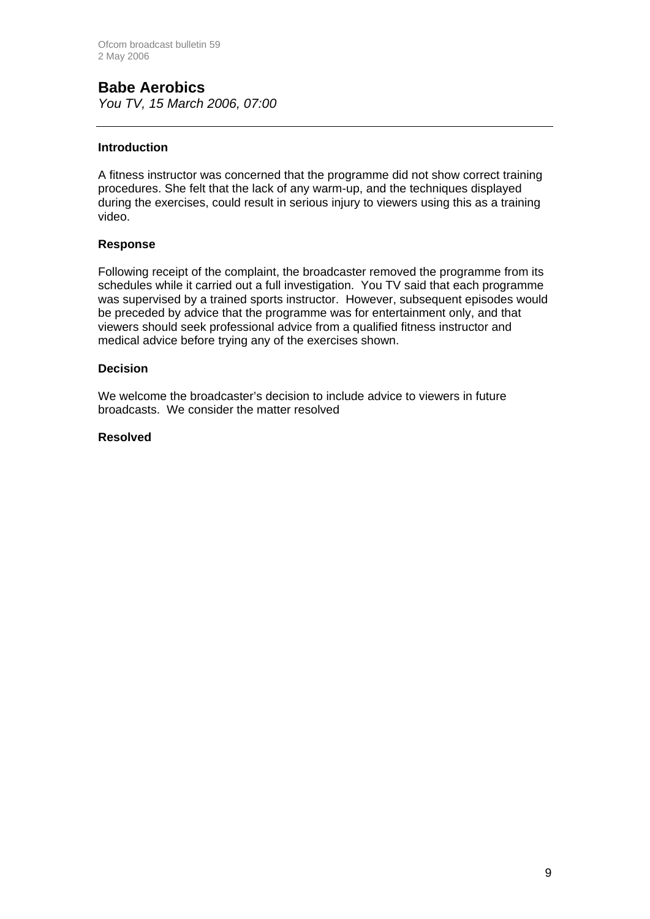## Babe Aerobics

*You TV, 15 March 2006, 07:00*

---

**Introduction**

A fitness instructor was concerned that the programme did not show correct training procedures. She felt that the lack of any warm-up, and the techniques displayed during the exercises, could result in serious injury to viewers using this as a training video.

**Response**

Following receipt of the complaint, the broadcaster removed the programme from its schedules while it carried out a full investigation. You TV said that each programme was supervised by a trained sports instructor. However, subsequent episodes would be preceded by advice that the programme was for entertainment only, and that viewers should seek professional advice from a qualified fitness instructor and medical advice before trying any of the exercises shown.

**Decision**

We welcome the broadcaster's decision to include advice to viewers in future broadcasts. We consider the matter resolved

**Resolved**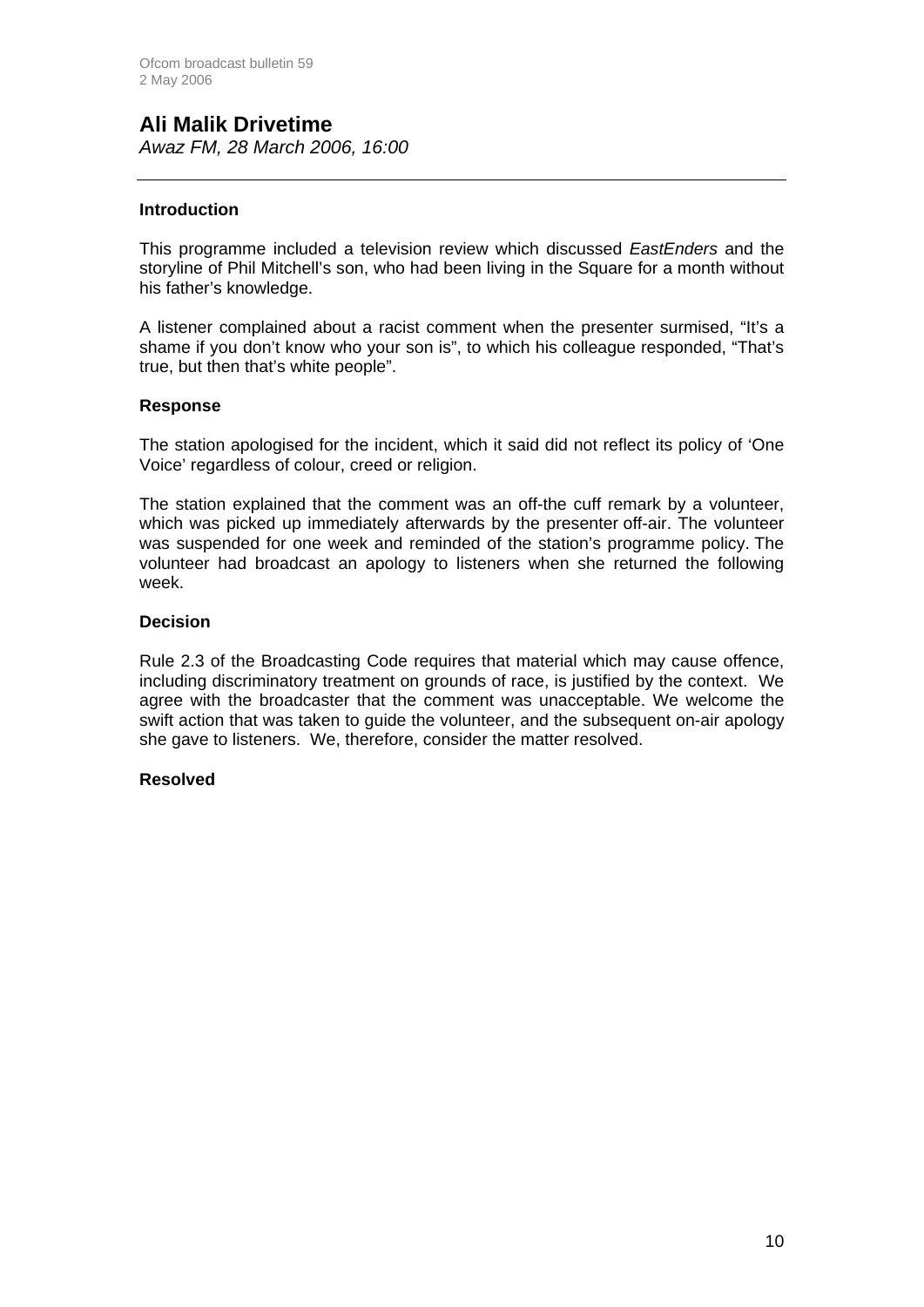## Ali Malik Drivetime

*Awaz FM, 28 March 2006, 16:00*

---

### Introduction

This programme included a television review which discussed *EastEnders* and the storyline of Phil Mitchell's son, who had been living in the Square for a month without his father's knowledge.

A listener complained about a racist comment when the presenter surmised, "It's a shame if you don't know who your son is", to which his colleague responded, "That's true, but then that's white people".

### Response

The station apologised for the incident, which it said did not reflect its policy of 'One Voice' regardless of colour, creed or religion.

The station explained that the comment was an off-the cuff remark by a volunteer, which was picked up immediately afterwards by the presenter off-air. The volunteer was suspended for one week and reminded of the station's programme policy. The volunteer had broadcast an apology to listeners when she returned the following week.

### Decision

Rule 2.3 of the Broadcasting Code requires that material which may cause offence, including discriminatory treatment on grounds of race, is justified by the context. We agree with the broadcaster that the comment was unacceptable. We welcome the swift action that was taken to guide the volunteer, and the subsequent on-air apology she gave to listeners. We, therefore, consider the matter resolved.

**Resolved**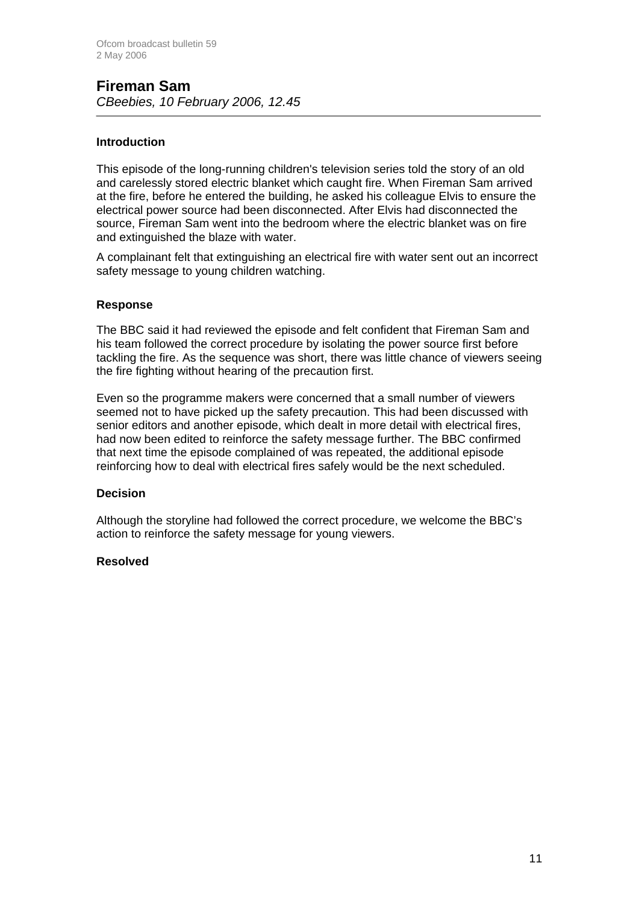## Fireman Sam

*CBeebies, 10 February 2006, 12.45*

### Introduction

This episode of the long-running children's television series told the story of an old and carelessly stored electric blanket which caught fire. When Fireman Sam arrived at the fire, before he entered the building, he asked his colleague Elvis to ensure the electrical power source had been disconnected. After Elvis had disconnected the source, Fireman Sam went into the bedroom where the electric blanket was on fire and extinguished the blaze with water.

A complainant felt that extinguishing an electrical fire with water sent out an incorrect safety message to young children watching.

### Response

The BBC said it had reviewed the episode and felt confident that Fireman Sam and his team followed the correct procedure by isolating the power source first before tackling the fire. As the sequence was short, there was little chance of viewers seeing the fire fighting without hearing of the precaution first.

Even so the programme makers were concerned that a small number of viewers seemed not to have picked up the safety precaution. This had been discussed with senior editors and another episode, which dealt in more detail with electrical fires, had now been edited to reinforce the safety message further. The BBC confirmed that next time the episode complained of was repeated, the additional episode reinforcing how to deal with electrical fires safely would be the next scheduled.

### Decision

Although the storyline had followed the correct procedure, we welcome the BBC's action to reinforce the safety message for young viewers.

**Resolved**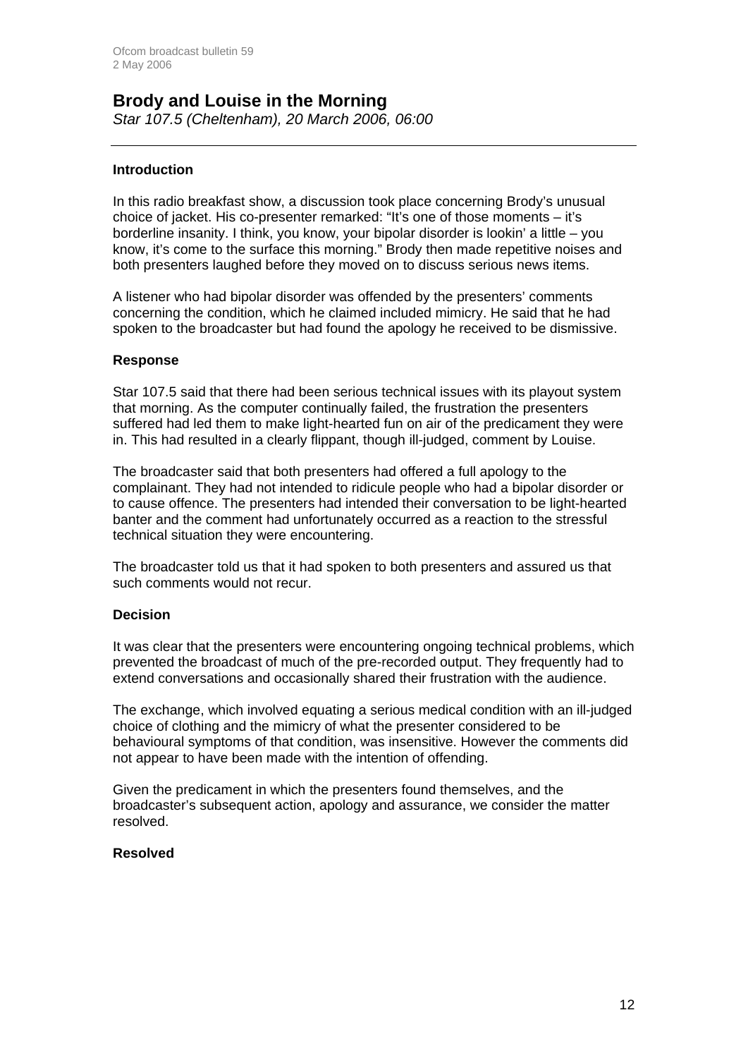## Brody and Louise in the Morning

*Star 107.5 (Cheltenham), 20 March 2006, 06:00*

---

### Introduction

In this radio breakfast show, a discussion took place concerning Brody's unusual choice of jacket. His co-presenter remarked: "It's one of those moments – it's borderline insanity. I think, you know, your bipolar disorder is lookin' a little – you know, it's come to the surface this morning." Brody then made repetitive noises and both presenters laughed before they moved on to discuss serious news items.

A listener who had bipolar disorder was offended by the presenters' comments concerning the condition, which he claimed included mimicry. He said that he had spoken to the broadcaster but had found the apology he received to be dismissive.

### Response

Star 107.5 said that there had been serious technical issues with its playout system that morning. As the computer continually failed, the frustration the presenters suffered had led them to make light-hearted fun on air of the predicament they were in. This had resulted in a clearly flippant, though ill-judged, comment by Louise.

The broadcaster said that both presenters had offered a full apology to the complainant. They had not intended to ridicule people who had a bipolar disorder or to cause offence. The presenters had intended their conversation to be light-hearted banter and the comment had unfortunately occurred as a reaction to the stressful technical situation they were encountering.

The broadcaster told us that it had spoken to both presenters and assured us that such comments would not recur.

### Decision

It was clear that the presenters were encountering ongoing technical problems, which prevented the broadcast of much of the pre-recorded output. They frequently had to extend conversations and occasionally shared their frustration with the audience.

The exchange, which involved equating a serious medical condition with an ill-judged choice of clothing and the mimicry of what the presenter considered to be behavioural symptoms of that condition, was insensitive. However the comments did not appear to have been made with the intention of offending.

Given the predicament in which the presenters found themselves, and the broadcaster's subsequent action, apology and assurance, we consider the matter resolved.

### Resolved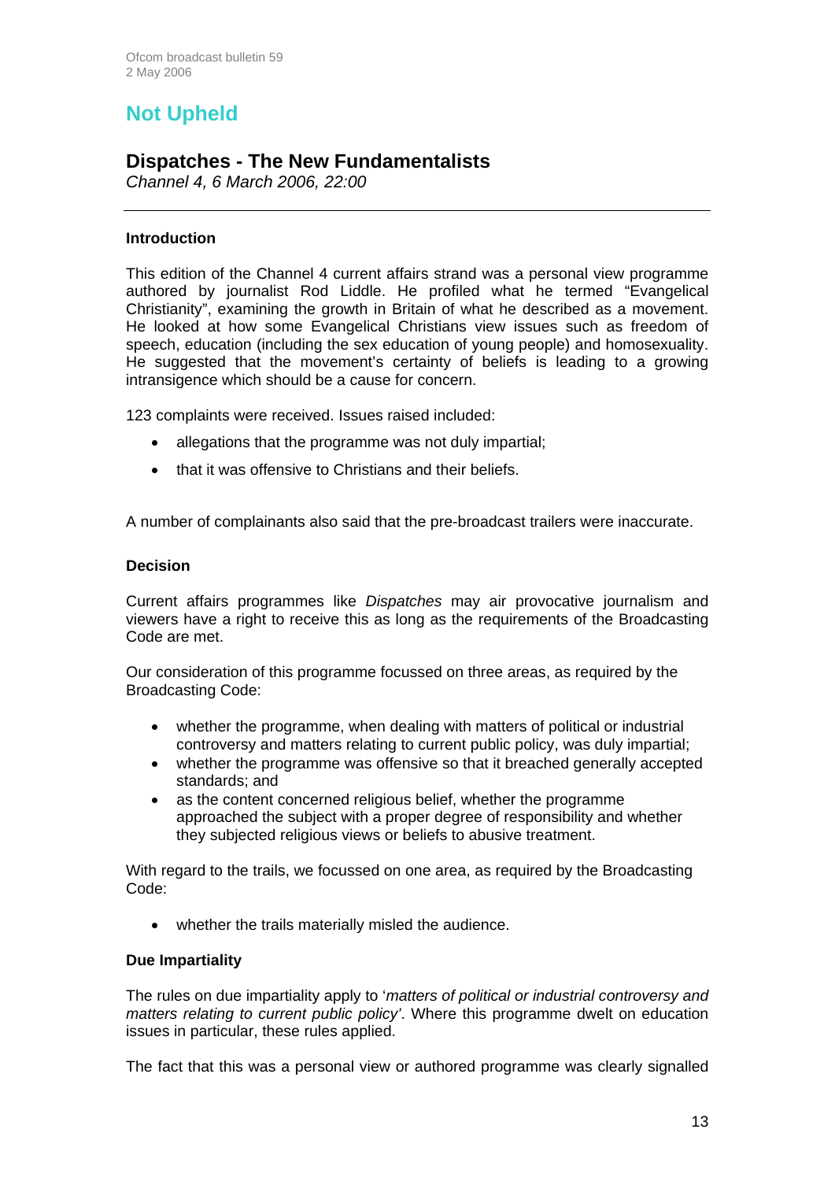## Not Upheld

### Dispatches - The New Fundamentalists

*Channel 4, 6 March 2006, 22:00*

---

#### Introduction

This edition of the Channel 4 current affairs strand was a personal view programme authored by journalist Rod Liddle. He profiled what he termed "Evangelical Christianity", examining the growth in Britain of what he described as a movement. He looked at how some Evangelical Christians view issues such as freedom of speech, education (including the sex education of young people) and homosexuality. He suggested that the movement's certainty of beliefs is leading to a growing intransigence which should be a cause for concern.

123 complaints were received. Issues raised included:

- allegations that the programme was not duly impartial;
- that it was offensive to Christians and their beliefs.

A number of complainants also said that the pre-broadcast trailers were inaccurate.

#### Decision

Current affairs programmes like *Dispatches* may air provocative journalism and viewers have a right to receive this as long as the requirements of the Broadcasting Code are met.

Our consideration of this programme focussed on three areas, as required by the Broadcasting Code:

- whether the programme, when dealing with matters of political or industrial controversy and matters relating to current public policy, was duly impartial;
- whether the programme was offensive so that it breached generally accepted standards; and
- as the content concerned religious belief, whether the programme approached the subject with a proper degree of responsibility and whether they subjected religious views or beliefs to abusive treatment.

With regard to the trails, we focussed on one area, as required by the Broadcasting Code:

- whether the trails materially misled the audience.

#### Due Impartiality

The rules on due impartiality apply to '*matters of political or industrial controversy and matters relating to current public policy*'. Where this programme dwelt on education issues in particular, these rules applied.

The fact that this was a personal view or authored programme was clearly signalled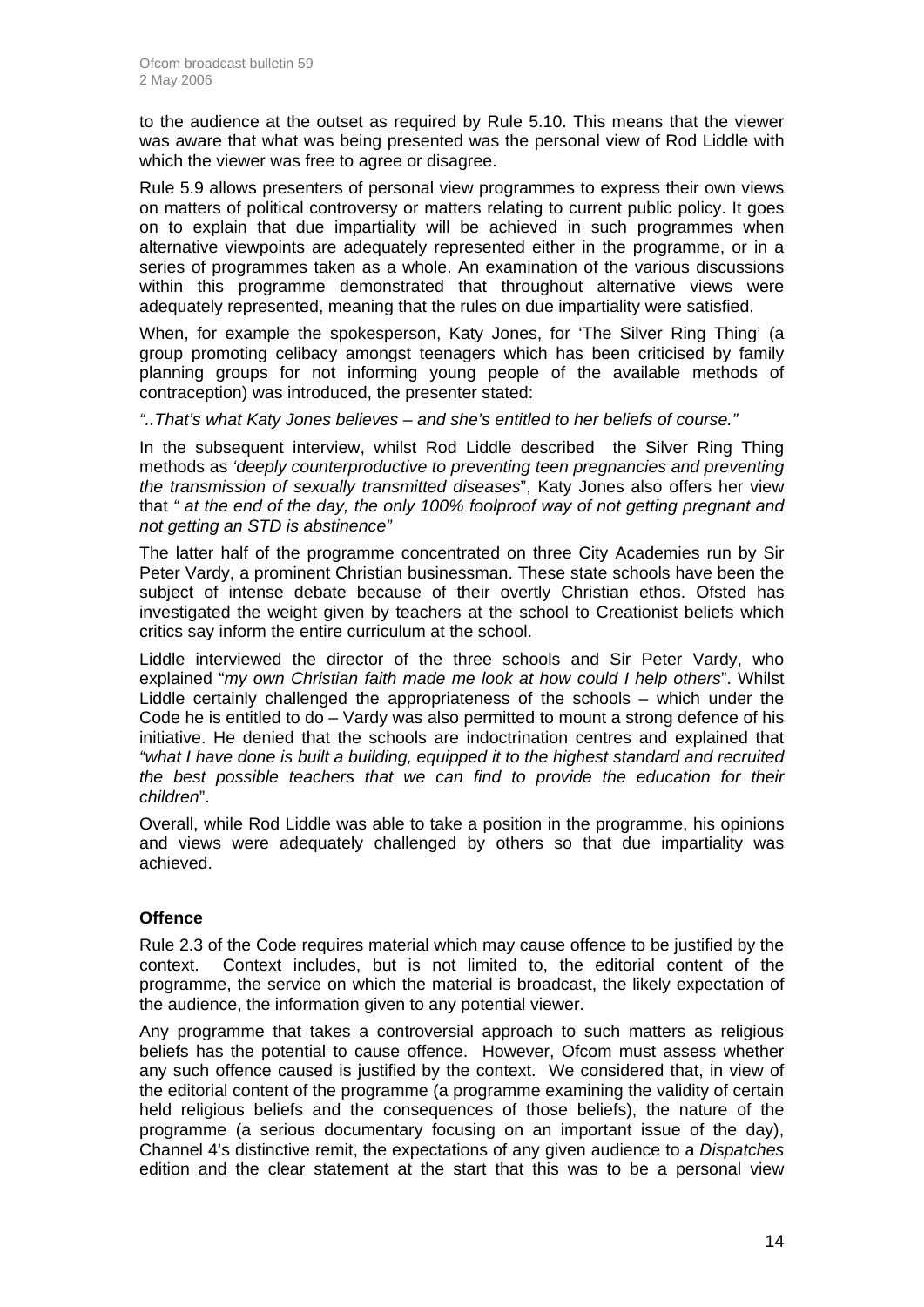to the audience at the outset as required by Rule 5.10. This means that the viewer was aware that what was being presented was the personal view of Rod Liddle with which the viewer was free to agree or disagree.

Rule 5.9 allows presenters of personal view programmes to express their own views on matters of political controversy or matters relating to current public policy. It goes on to explain that due impartiality will be achieved in such programmes when alternative viewpoints are adequately represented either in the programme, or in a series of programmes taken as a whole. An examination of the various discussions within this programme demonstrated that throughout alternative views were adequately represented, meaning that the rules on due impartiality were satisfied.

When, for example the spokesperson, Katy Jones, for 'The Silver Ring Thing' (a group promoting celibacy amongst teenagers which has been criticised by family planning groups for not informing young people of the available methods of contraception) was introduced, the presenter stated:

*"..That's what Katy Jones believes – and she's entitled to her beliefs of course."*

In the subsequent interview, whilst Rod Liddle described the Silver Ring Thing methods as *'deeply counterproductive to preventing teen pregnancies and preventing the transmission of sexually transmitted diseases*", Katy Jones also offers her view that *" at the end of the day, the only 100% foolproof way of not getting pregnant and not getting an STD is abstinence"*

The latter half of the programme concentrated on three City Academies run by Sir Peter Vardy, a prominent Christian businessman. These state schools have been the subject of intense debate because of their overtly Christian ethos. Ofsted has investigated the weight given by teachers at the school to Creationist beliefs which critics say inform the entire curriculum at the school.

Liddle interviewed the director of the three schools and Sir Peter Vardy, who explained "*my own Christian faith made me look at how could I help others*". Whilst Liddle certainly challenged the appropriateness of the schools – which under the Code he is entitled to do – Vardy was also permitted to mount a strong defence of his initiative. He denied that the schools are indoctrination centres and explained that *"what I have done is built a building, equipped it to the highest standard and recruited the best possible teachers that we can find to provide the education for their children*".

Overall, while Rod Liddle was able to take a position in the programme, his opinions and views were adequately challenged by others so that due impartiality was achieved.

**Offence**

Rule 2.3 of the Code requires material which may cause offence to be justified by the context. Context includes, but is not limited to, the editorial content of the programme, the service on which the material is broadcast, the likely expectation of the audience, the information given to any potential viewer.

Any programme that takes a controversial approach to such matters as religious beliefs has the potential to cause offence. However, Ofcom must assess whether any such offence caused is justified by the context. We considered that, in view of the editorial content of the programme (a programme examining the validity of certain held religious beliefs and the consequences of those beliefs), the nature of the programme (a serious documentary focusing on an important issue of the day), Channel 4's distinctive remit, the expectations of any given audience to a *Dispatches* edition and the clear statement at the start that this was to be a personal view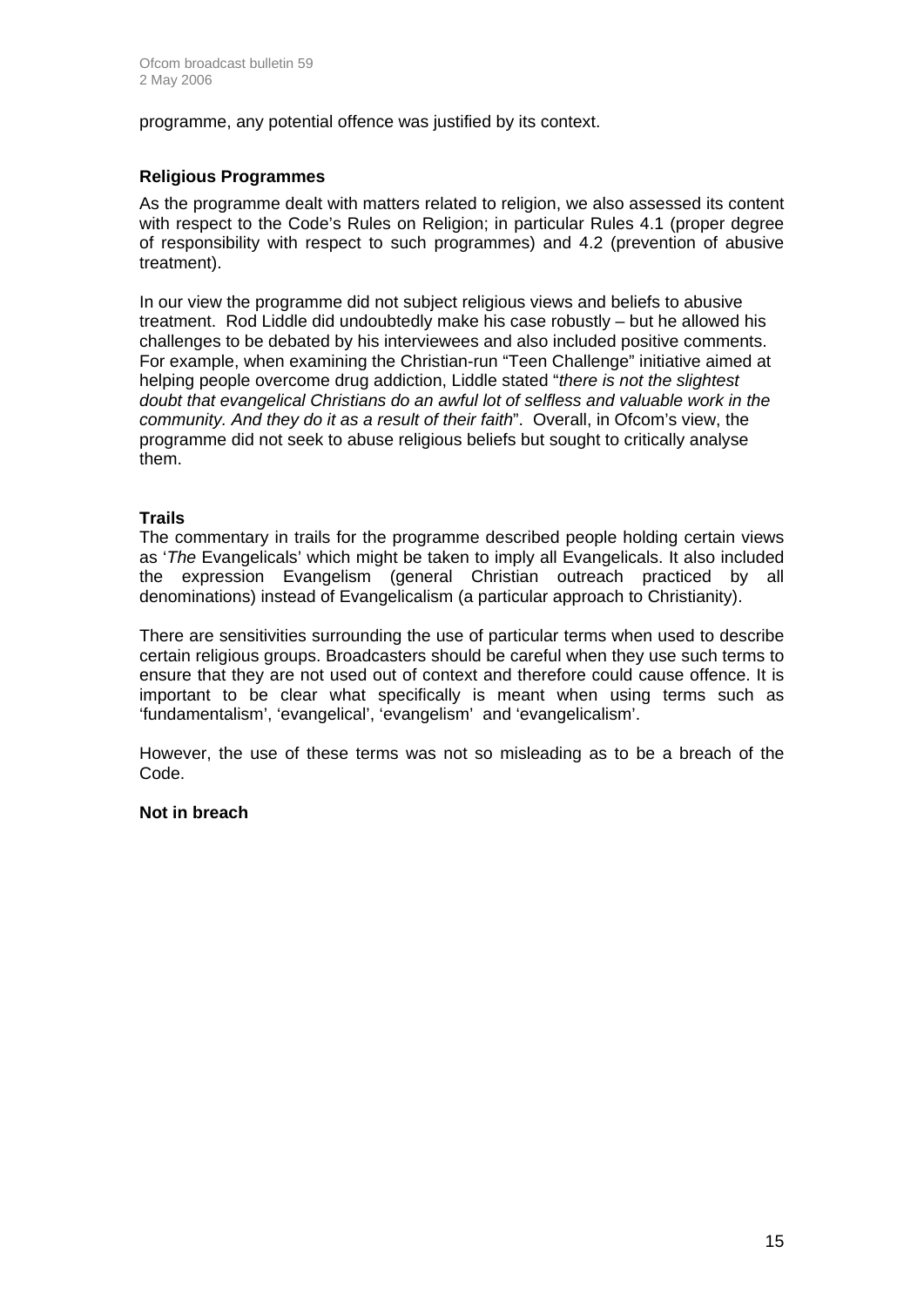programme, any potential offence was justified by its context.

**Religious Programmes**

As the programme dealt with matters related to religion, we also assessed its content with respect to the Code's Rules on Religion; in particular Rules 4.1 (proper degree of responsibility with respect to such programmes) and 4.2 (prevention of abusive treatment).

In our view the programme did not subject religious views and beliefs to abusive treatment. Rod Liddle did undoubtedly make his case robustly – but he allowed his challenges to be debated by his interviewees and also included positive comments. For example, when examining the Christian-run "Teen Challenge" initiative aimed at helping people overcome drug addiction, Liddle stated "*there is not the slightest doubt that evangelical Christians do an awful lot of selfless and valuable work in the community. And they do it as a result of their faith*". Overall, in Ofcom's view, the programme did not seek to abuse religious beliefs but sought to critically analyse them.

**Trails**

The commentary in trails for the programme described people holding certain views as '*The* Evangelicals' which might be taken to imply all Evangelicals. It also included the expression Evangelism (general Christian outreach practiced by all denominations) instead of Evangelicalism (a particular approach to Christianity).

There are sensitivities surrounding the use of particular terms when used to describe certain religious groups. Broadcasters should be careful when they use such terms to ensure that they are not used out of context and therefore could cause offence. It is important to be clear what specifically is meant when using terms such as 'fundamentalism', 'evangelical', 'evangelism' and 'evangelicalism'.

However, the use of these terms was not so misleading as to be a breach of the Code.

**Not in breach**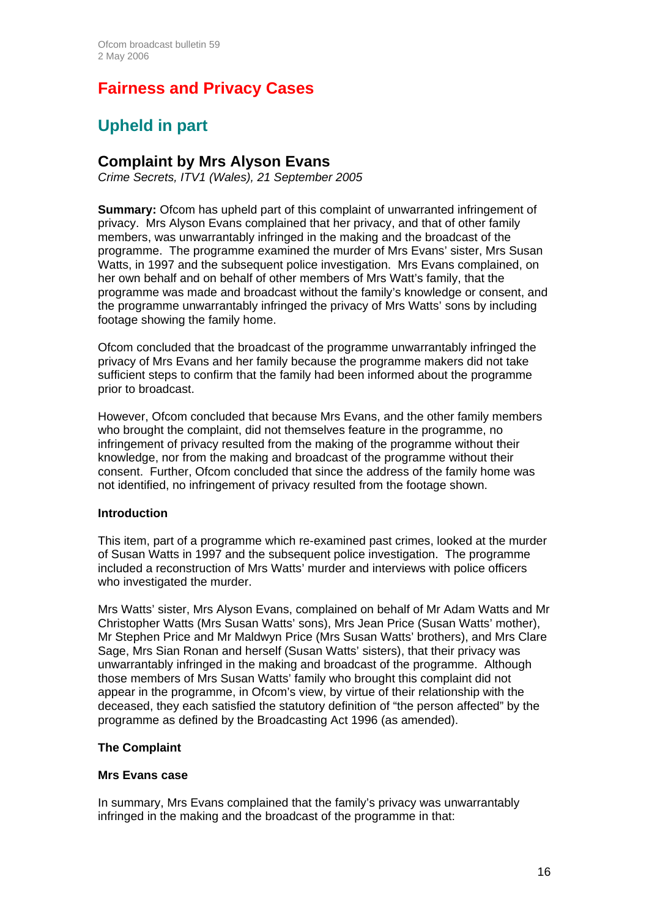# Fairness and Privacy Cases

## Upheld in part

### Complaint by Mrs Alyson Evans

*Crime Secrets, ITV1 (Wales), 21 September 2005*

**Summary:** Ofcom has upheld part of this complaint of unwarranted infringement of privacy. Mrs Alyson Evans complained that her privacy, and that of other family members, was unwarrantably infringed in the making and the broadcast of the programme. The programme examined the murder of Mrs Evans' sister, Mrs Susan Watts, in 1997 and the subsequent police investigation. Mrs Evans complained, on her own behalf and on behalf of other members of Mrs Watt's family, that the programme was made and broadcast without the family's knowledge or consent, and the programme unwarrantably infringed the privacy of Mrs Watts' sons by including footage showing the family home.

Ofcom concluded that the broadcast of the programme unwarrantably infringed the privacy of Mrs Evans and her family because the programme makers did not take sufficient steps to confirm that the family had been informed about the programme prior to broadcast.

However, Ofcom concluded that because Mrs Evans, and the other family members who brought the complaint, did not themselves feature in the programme, no infringement of privacy resulted from the making of the programme without their knowledge, nor from the making and broadcast of the programme without their consent. Further, Ofcom concluded that since the address of the family home was not identified, no infringement of privacy resulted from the footage shown.

**Introduction**

This item, part of a programme which re-examined past crimes, looked at the murder of Susan Watts in 1997 and the subsequent police investigation. The programme included a reconstruction of Mrs Watts' murder and interviews with police officers who investigated the murder.

Mrs Watts' sister, Mrs Alyson Evans, complained on behalf of Mr Adam Watts and Mr Christopher Watts (Mrs Susan Watts' sons), Mrs Jean Price (Susan Watts' mother), Mr Stephen Price and Mr Maldwyn Price (Mrs Susan Watts' brothers), and Mrs Clare Sage, Mrs Sian Ronan and herself (Susan Watts' sisters), that their privacy was unwarrantably infringed in the making and broadcast of the programme. Although those members of Mrs Susan Watts' family who brought this complaint did not appear in the programme, in Ofcom's view, by virtue of their relationship with the deceased, they each satisfied the statutory definition of "the person affected" by the programme as defined by the Broadcasting Act 1996 (as amended).

**The Complaint**

**Mrs Evans case**

In summary, Mrs Evans complained that the family's privacy was unwarrantably infringed in the making and the broadcast of the programme in that: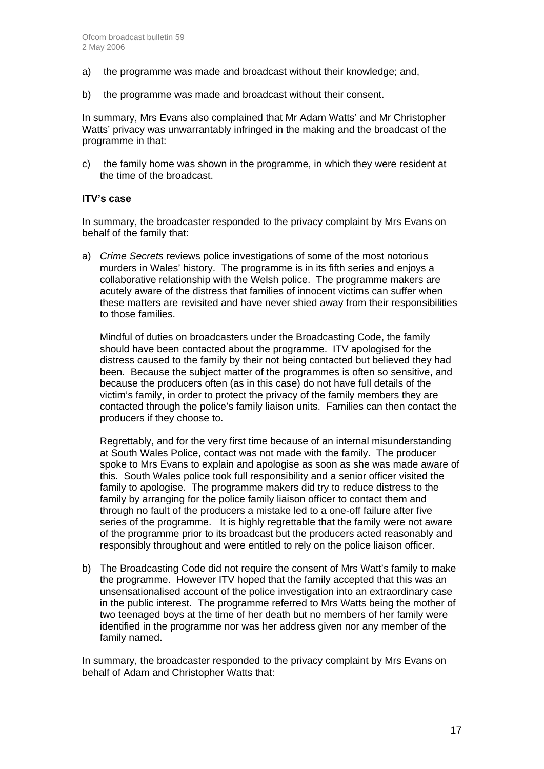a) the programme was made and broadcast without their knowledge; and,

b) the programme was made and broadcast without their consent.

In summary, Mrs Evans also complained that Mr Adam Watts' and Mr Christopher Watts' privacy was unwarrantably infringed in the making and the broadcast of the programme in that:

c) the family home was shown in the programme, in which they were resident at the time of the broadcast.

**ITV's case**

In summary, the broadcaster responded to the privacy complaint by Mrs Evans on behalf of the family that:

a) *Crime Secrets* reviews police investigations of some of the most notorious murders in Wales' history. The programme is in its fifth series and enjoys a collaborative relationship with the Welsh police. The programme makers are acutely aware of the distress that families of innocent victims can suffer when these matters are revisited and have never shied away from their responsibilities to those families.

   Mindful of duties on broadcasters under the Broadcasting Code, the family should have been contacted about the programme. ITV apologised for the distress caused to the family by their not being contacted but believed they had been. Because the subject matter of the programmes is often so sensitive, and because the producers often (as in this case) do not have full details of the victim's family, in order to protect the privacy of the family members they are contacted through the police's family liaison units. Families can then contact the producers if they choose to.

   Regrettably, and for the very first time because of an internal misunderstanding at South Wales Police, contact was not made with the family. The producer spoke to Mrs Evans to explain and apologise as soon as she was made aware of this. South Wales police took full responsibility and a senior officer visited the family to apologise. The programme makers did try to reduce distress to the family by arranging for the police family liaison officer to contact them and through no fault of the producers a mistake led to a one-off failure after five series of the programme. It is highly regrettable that the family were not aware of the programme prior to its broadcast but the producers acted reasonably and responsibly throughout and were entitled to rely on the police liaison officer.

b) The Broadcasting Code did not require the consent of Mrs Watt's family to make the programme. However ITV hoped that the family accepted that this was an unsensationalised account of the police investigation into an extraordinary case in the public interest. The programme referred to Mrs Watts being the mother of two teenaged boys at the time of her death but no members of her family were identified in the programme nor was her address given nor any member of the family named.

In summary, the broadcaster responded to the privacy complaint by Mrs Evans on behalf of Adam and Christopher Watts that: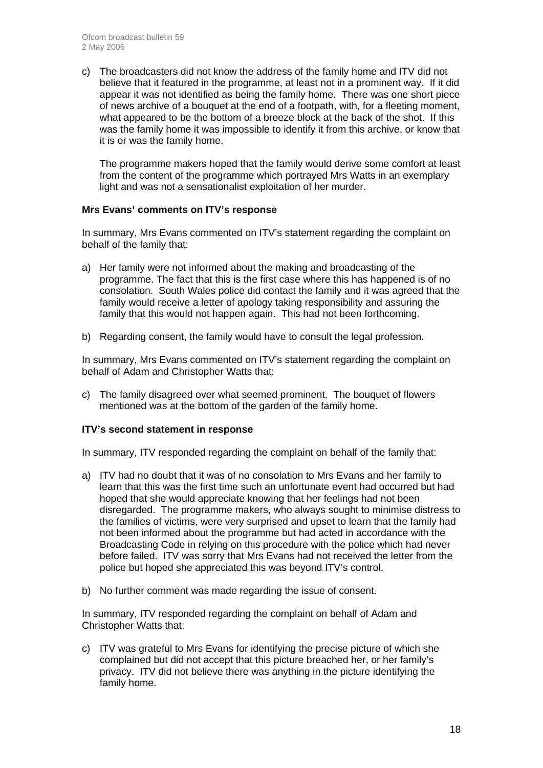c) The broadcasters did not know the address of the family home and ITV did not believe that it featured in the programme, at least not in a prominent way. If it did appear it was not identified as being the family home. There was one short piece of news archive of a bouquet at the end of a footpath, with, for a fleeting moment, what appeared to be the bottom of a breeze block at the back of the shot. If this was the family home it was impossible to identify it from this archive, or know that it is or was the family home.

   The programme makers hoped that the family would derive some comfort at least from the content of the programme which portrayed Mrs Watts in an exemplary light and was not a sensationalist exploitation of her murder.

**Mrs Evans' comments on ITV's response**

In summary, Mrs Evans commented on ITV's statement regarding the complaint on behalf of the family that:

a) Her family were not informed about the making and broadcasting of the programme. The fact that this is the first case where this has happened is of no consolation. South Wales police did contact the family and it was agreed that the family would receive a letter of apology taking responsibility and assuring the family that this would not happen again. This had not been forthcoming.

b) Regarding consent, the family would have to consult the legal profession.

In summary, Mrs Evans commented on ITV's statement regarding the complaint on behalf of Adam and Christopher Watts that:

c) The family disagreed over what seemed prominent. The bouquet of flowers mentioned was at the bottom of the garden of the family home.

**ITV's second statement in response**

In summary, ITV responded regarding the complaint on behalf of the family that:

a) ITV had no doubt that it was of no consolation to Mrs Evans and her family to learn that this was the first time such an unfortunate event had occurred but had hoped that she would appreciate knowing that her feelings had not been disregarded. The programme makers, who always sought to minimise distress to the families of victims, were very surprised and upset to learn that the family had not been informed about the programme but had acted in accordance with the Broadcasting Code in relying on this procedure with the police which had never before failed. ITV was sorry that Mrs Evans had not received the letter from the police but hoped she appreciated this was beyond ITV's control.

b) No further comment was made regarding the issue of consent.

In summary, ITV responded regarding the complaint on behalf of Adam and Christopher Watts that:

c) ITV was grateful to Mrs Evans for identifying the precise picture of which she complained but did not accept that this picture breached her, or her family's privacy. ITV did not believe there was anything in the picture identifying the family home.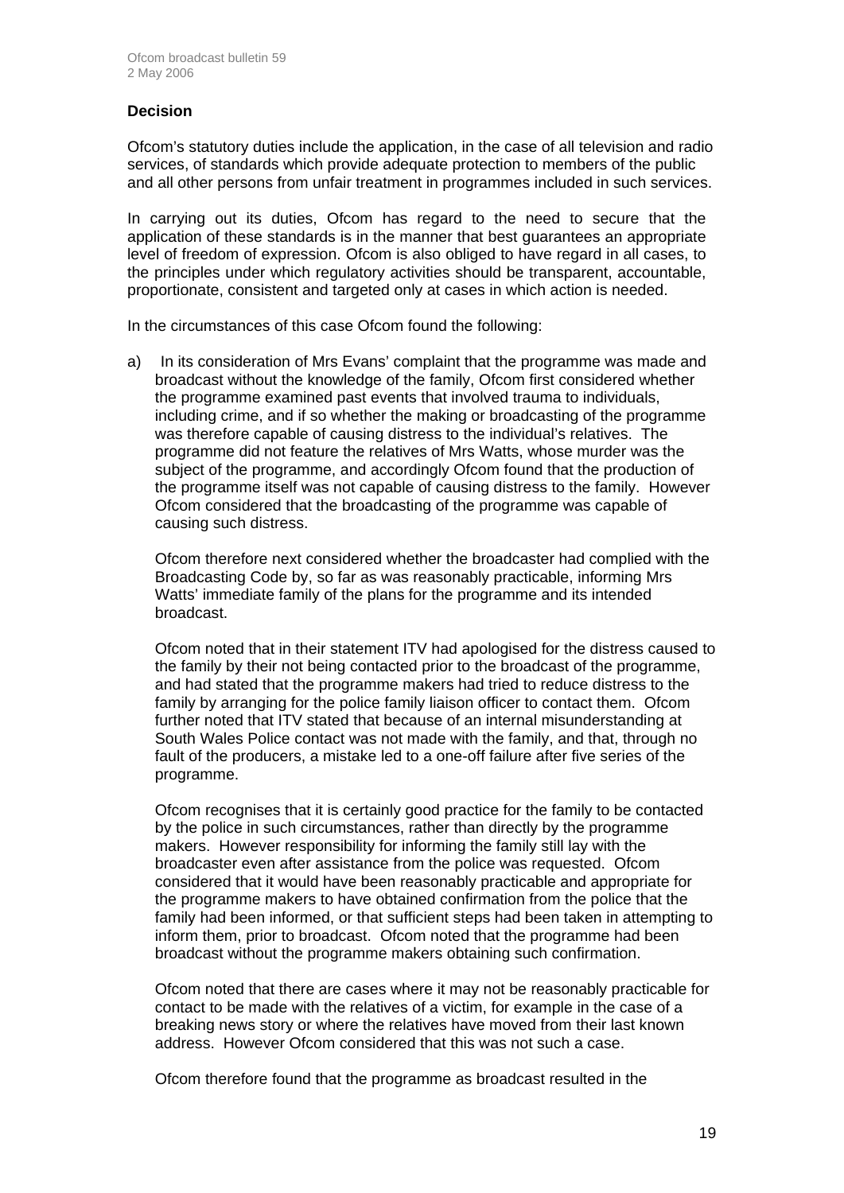### Decision

Ofcom's statutory duties include the application, in the case of all television and radio services, of standards which provide adequate protection to members of the public and all other persons from unfair treatment in programmes included in such services.

In carrying out its duties, Ofcom has regard to the need to secure that the application of these standards is in the manner that best guarantees an appropriate level of freedom of expression. Ofcom is also obliged to have regard in all cases, to the principles under which regulatory activities should be transparent, accountable, proportionate, consistent and targeted only at cases in which action is needed.

In the circumstances of this case Ofcom found the following:

a) In its consideration of Mrs Evans' complaint that the programme was made and broadcast without the knowledge of the family, Ofcom first considered whether the programme examined past events that involved trauma to individuals, including crime, and if so whether the making or broadcasting of the programme was therefore capable of causing distress to the individual's relatives. The programme did not feature the relatives of Mrs Watts, whose murder was the subject of the programme, and accordingly Ofcom found that the production of the programme itself was not capable of causing distress to the family. However Ofcom considered that the broadcasting of the programme was capable of causing such distress.

   Ofcom therefore next considered whether the broadcaster had complied with the Broadcasting Code by, so far as was reasonably practicable, informing Mrs Watts' immediate family of the plans for the programme and its intended broadcast.

   Ofcom noted that in their statement ITV had apologised for the distress caused to the family by their not being contacted prior to the broadcast of the programme, and had stated that the programme makers had tried to reduce distress to the family by arranging for the police family liaison officer to contact them. Ofcom further noted that ITV stated that because of an internal misunderstanding at South Wales Police contact was not made with the family, and that, through no fault of the producers, a mistake led to a one-off failure after five series of the programme.

   Ofcom recognises that it is certainly good practice for the family to be contacted by the police in such circumstances, rather than directly by the programme makers. However responsibility for informing the family still lay with the broadcaster even after assistance from the police was requested. Ofcom considered that it would have been reasonably practicable and appropriate for the programme makers to have obtained confirmation from the police that the family had been informed, or that sufficient steps had been taken in attempting to inform them, prior to broadcast. Ofcom noted that the programme had been broadcast without the programme makers obtaining such confirmation.

   Ofcom noted that there are cases where it may not be reasonably practicable for contact to be made with the relatives of a victim, for example in the case of a breaking news story or where the relatives have moved from their last known address. However Ofcom considered that this was not such a case.

   Ofcom therefore found that the programme as broadcast resulted in the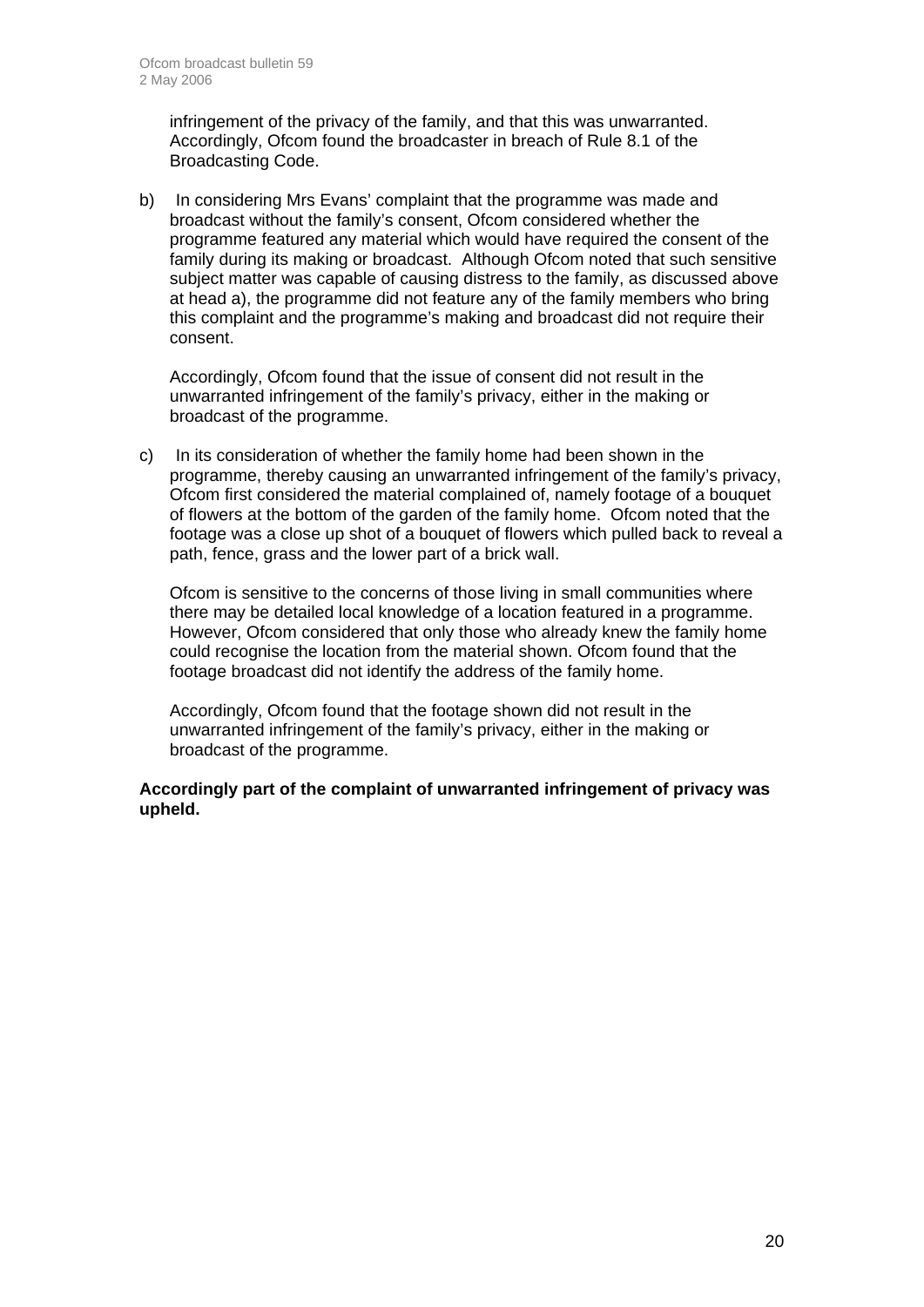infringement of the privacy of the family, and that this was unwarranted. Accordingly, Ofcom found the broadcaster in breach of Rule 8.1 of the Broadcasting Code.

b) In considering Mrs Evans' complaint that the programme was made and broadcast without the family's consent, Ofcom considered whether the programme featured any material which would have required the consent of the family during its making or broadcast. Although Ofcom noted that such sensitive subject matter was capable of causing distress to the family, as discussed above at head a), the programme did not feature any of the family members who bring this complaint and the programme's making and broadcast did not require their consent.

   Accordingly, Ofcom found that the issue of consent did not result in the unwarranted infringement of the family's privacy, either in the making or broadcast of the programme.

c) In its consideration of whether the family home had been shown in the programme, thereby causing an unwarranted infringement of the family's privacy, Ofcom first considered the material complained of, namely footage of a bouquet of flowers at the bottom of the garden of the family home. Ofcom noted that the footage was a close up shot of a bouquet of flowers which pulled back to reveal a path, fence, grass and the lower part of a brick wall.

   Ofcom is sensitive to the concerns of those living in small communities where there may be detailed local knowledge of a location featured in a programme. However, Ofcom considered that only those who already knew the family home could recognise the location from the material shown. Ofcom found that the footage broadcast did not identify the address of the family home.

   Accordingly, Ofcom found that the footage shown did not result in the unwarranted infringement of the family's privacy, either in the making or broadcast of the programme.

**Accordingly part of the complaint of unwarranted infringement of privacy was upheld.**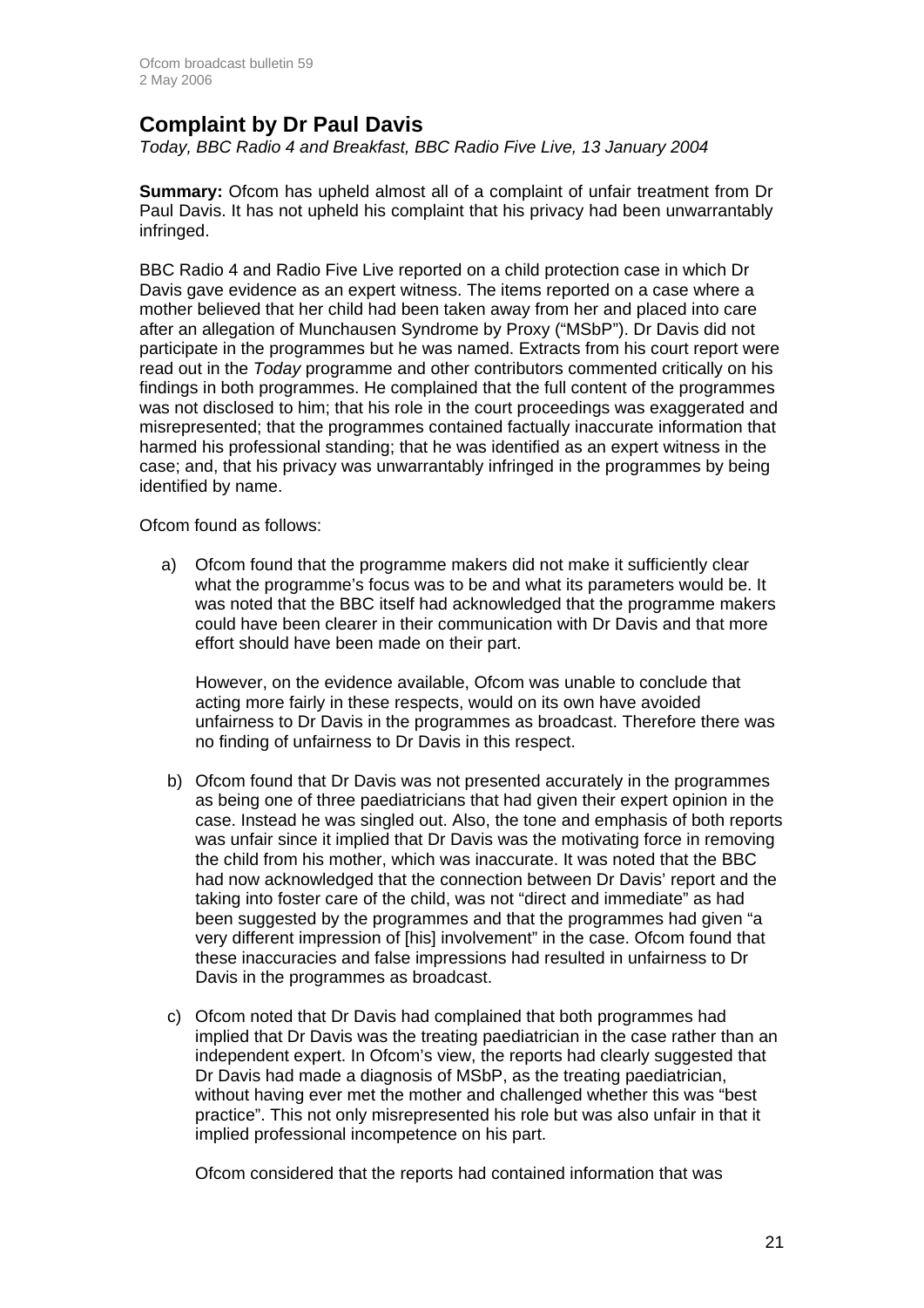## Complaint by Dr Paul Davis

*Today, BBC Radio 4 and Breakfast, BBC Radio Five Live, 13 January 2004*

**Summary:** Ofcom has upheld almost all of a complaint of unfair treatment from Dr Paul Davis. It has not upheld his complaint that his privacy had been unwarrantably infringed.

BBC Radio 4 and Radio Five Live reported on a child protection case in which Dr Davis gave evidence as an expert witness. The items reported on a case where a mother believed that her child had been taken away from her and placed into care after an allegation of Munchausen Syndrome by Proxy ("MSbP"). Dr Davis did not participate in the programmes but he was named. Extracts from his court report were read out in the *Today* programme and other contributors commented critically on his findings in both programmes. He complained that the full content of the programmes was not disclosed to him; that his role in the court proceedings was exaggerated and misrepresented; that the programmes contained factually inaccurate information that harmed his professional standing; that he was identified as an expert witness in the case; and, that his privacy was unwarrantably infringed in the programmes by being identified by name.

Ofcom found as follows:

a) Ofcom found that the programme makers did not make it sufficiently clear what the programme's focus was to be and what its parameters would be. It was noted that the BBC itself had acknowledged that the programme makers could have been clearer in their communication with Dr Davis and that more effort should have been made on their part.

   However, on the evidence available, Ofcom was unable to conclude that acting more fairly in these respects, would on its own have avoided unfairness to Dr Davis in the programmes as broadcast. Therefore there was no finding of unfairness to Dr Davis in this respect.

b) Ofcom found that Dr Davis was not presented accurately in the programmes as being one of three paediatricians that had given their expert opinion in the case. Instead he was singled out. Also, the tone and emphasis of both reports was unfair since it implied that Dr Davis was the motivating force in removing the child from his mother, which was inaccurate. It was noted that the BBC had now acknowledged that the connection between Dr Davis' report and the taking into foster care of the child, was not "direct and immediate" as had been suggested by the programmes and that the programmes had given "a very different impression of [his] involvement" in the case. Ofcom found that these inaccuracies and false impressions had resulted in unfairness to Dr Davis in the programmes as broadcast.

c) Ofcom noted that Dr Davis had complained that both programmes had implied that Dr Davis was the treating paediatrician in the case rather than an independent expert. In Ofcom's view, the reports had clearly suggested that Dr Davis had made a diagnosis of MSbP, as the treating paediatrician, without having ever met the mother and challenged whether this was "best practice". This not only misrepresented his role but was also unfair in that it implied professional incompetence on his part.

   Ofcom considered that the reports had contained information that was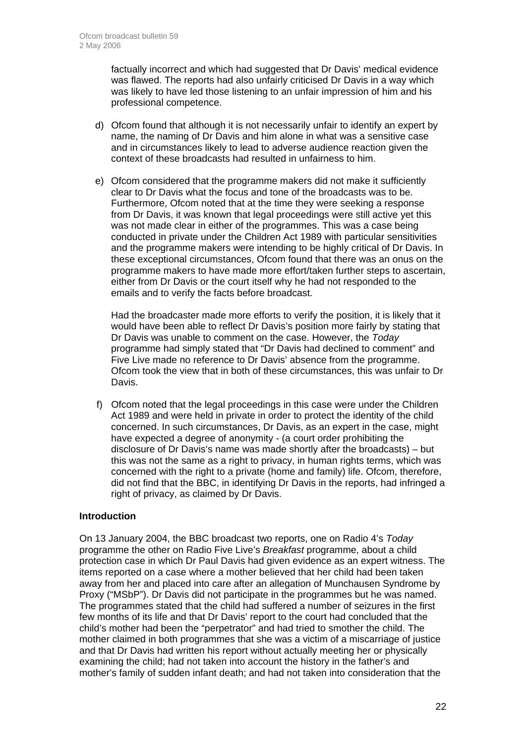factually incorrect and which had suggested that Dr Davis' medical evidence was flawed. The reports had also unfairly criticised Dr Davis in a way which was likely to have led those listening to an unfair impression of him and his professional competence.

d) Ofcom found that although it is not necessarily unfair to identify an expert by name, the naming of Dr Davis and him alone in what was a sensitive case and in circumstances likely to lead to adverse audience reaction given the context of these broadcasts had resulted in unfairness to him.

e) Ofcom considered that the programme makers did not make it sufficiently clear to Dr Davis what the focus and tone of the broadcasts was to be. Furthermore, Ofcom noted that at the time they were seeking a response from Dr Davis, it was known that legal proceedings were still active yet this was not made clear in either of the programmes. This was a case being conducted in private under the Children Act 1989 with particular sensitivities and the programme makers were intending to be highly critical of Dr Davis. In these exceptional circumstances, Ofcom found that there was an onus on the programme makers to have made more effort/taken further steps to ascertain, either from Dr Davis or the court itself why he had not responded to the emails and to verify the facts before broadcast.

   Had the broadcaster made more efforts to verify the position, it is likely that it would have been able to reflect Dr Davis's position more fairly by stating that Dr Davis was unable to comment on the case. However, the *Today* programme had simply stated that "Dr Davis had declined to comment" and Five Live made no reference to Dr Davis' absence from the programme. Ofcom took the view that in both of these circumstances, this was unfair to Dr Davis.

f) Ofcom noted that the legal proceedings in this case were under the Children Act 1989 and were held in private in order to protect the identity of the child concerned. In such circumstances, Dr Davis, as an expert in the case, might have expected a degree of anonymity - (a court order prohibiting the disclosure of Dr Davis's name was made shortly after the broadcasts) – but this was not the same as a right to privacy, in human rights terms, which was concerned with the right to a private (home and family) life. Ofcom, therefore, did not find that the BBC, in identifying Dr Davis in the reports, had infringed a right of privacy, as claimed by Dr Davis.

**Introduction**

On 13 January 2004, the BBC broadcast two reports, one on Radio 4's *Today* programme the other on Radio Five Live's *Breakfast* programme, about a child protection case in which Dr Paul Davis had given evidence as an expert witness. The items reported on a case where a mother believed that her child had been taken away from her and placed into care after an allegation of Munchausen Syndrome by Proxy ("MSbP"). Dr Davis did not participate in the programmes but he was named. The programmes stated that the child had suffered a number of seizures in the first few months of its life and that Dr Davis' report to the court had concluded that the child's mother had been the "perpetrator" and had tried to smother the child. The mother claimed in both programmes that she was a victim of a miscarriage of justice and that Dr Davis had written his report without actually meeting her or physically examining the child; had not taken into account the history in the father's and mother's family of sudden infant death; and had not taken into consideration that the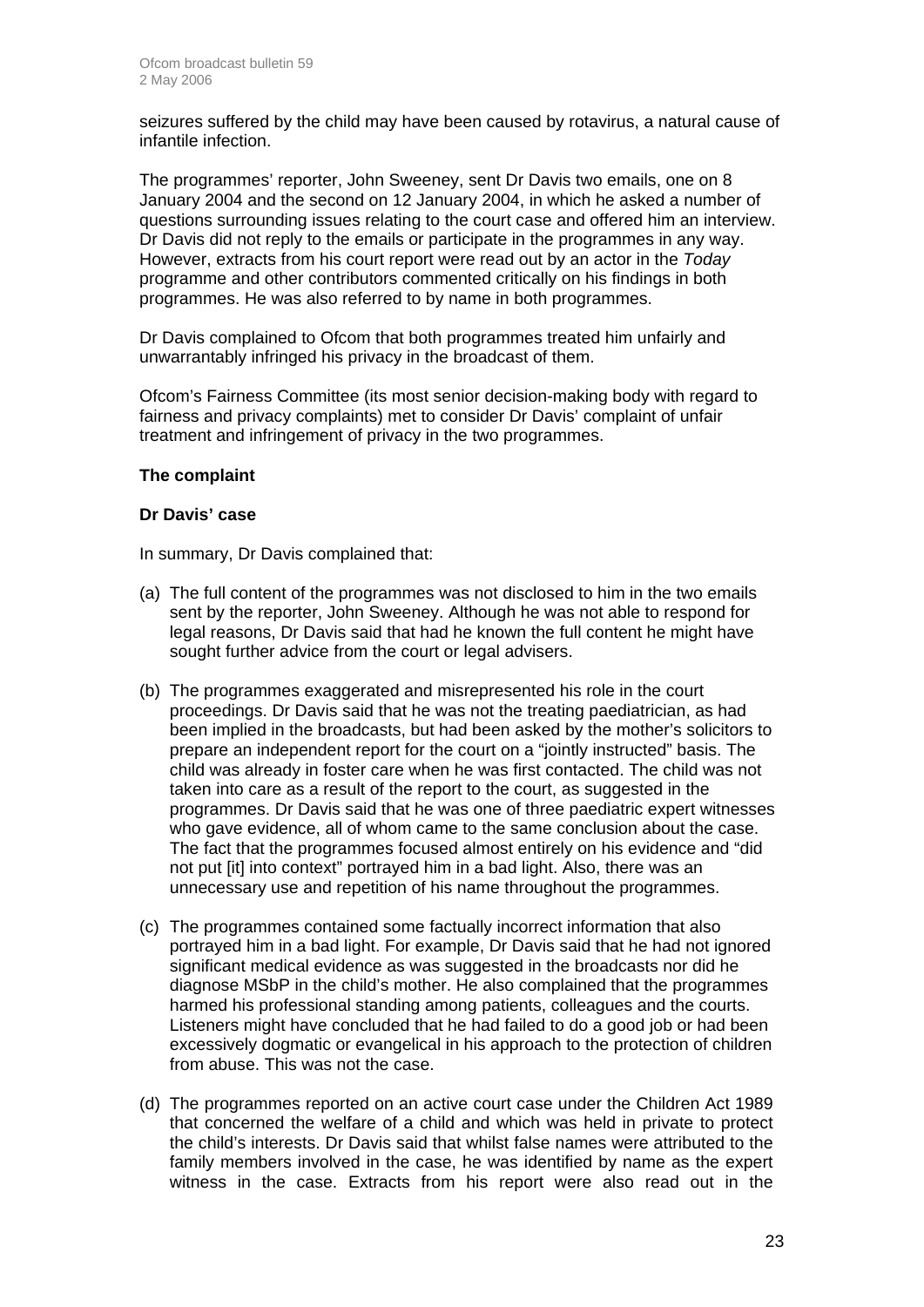seizures suffered by the child may have been caused by rotavirus, a natural cause of infantile infection.

The programmes' reporter, John Sweeney, sent Dr Davis two emails, one on 8 January 2004 and the second on 12 January 2004, in which he asked a number of questions surrounding issues relating to the court case and offered him an interview. Dr Davis did not reply to the emails or participate in the programmes in any way. However, extracts from his court report were read out by an actor in the *Today* programme and other contributors commented critically on his findings in both programmes. He was also referred to by name in both programmes.

Dr Davis complained to Ofcom that both programmes treated him unfairly and unwarrantably infringed his privacy in the broadcast of them.

Ofcom's Fairness Committee (its most senior decision-making body with regard to fairness and privacy complaints) met to consider Dr Davis' complaint of unfair treatment and infringement of privacy in the two programmes.

**The complaint**

**Dr Davis' case**

In summary, Dr Davis complained that:

(a) The full content of the programmes was not disclosed to him in the two emails sent by the reporter, John Sweeney. Although he was not able to respond for legal reasons, Dr Davis said that had he known the full content he might have sought further advice from the court or legal advisers.

(b) The programmes exaggerated and misrepresented his role in the court proceedings. Dr Davis said that he was not the treating paediatrician, as had been implied in the broadcasts, but had been asked by the mother's solicitors to prepare an independent report for the court on a "jointly instructed" basis. The child was already in foster care when he was first contacted. The child was not taken into care as a result of the report to the court, as suggested in the programmes. Dr Davis said that he was one of three paediatric expert witnesses who gave evidence, all of whom came to the same conclusion about the case. The fact that the programmes focused almost entirely on his evidence and "did not put [it] into context" portrayed him in a bad light. Also, there was an unnecessary use and repetition of his name throughout the programmes.

(c) The programmes contained some factually incorrect information that also portrayed him in a bad light. For example, Dr Davis said that he had not ignored significant medical evidence as was suggested in the broadcasts nor did he diagnose MSbP in the child's mother. He also complained that the programmes harmed his professional standing among patients, colleagues and the courts. Listeners might have concluded that he had failed to do a good job or had been excessively dogmatic or evangelical in his approach to the protection of children from abuse. This was not the case.

(d) The programmes reported on an active court case under the Children Act 1989 that concerned the welfare of a child and which was held in private to protect the child's interests. Dr Davis said that whilst false names were attributed to the family members involved in the case, he was identified by name as the expert witness in the case. Extracts from his report were also read out in the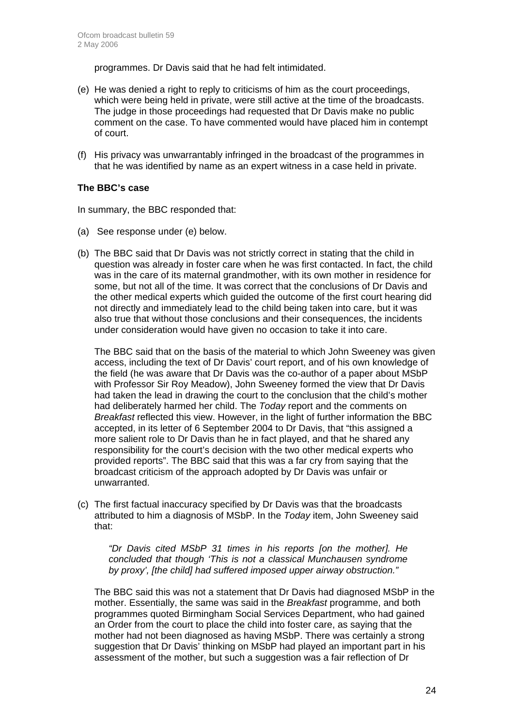programmes. Dr Davis said that he had felt intimidated.

(e) He was denied a right to reply to criticisms of him as the court proceedings, which were being held in private, were still active at the time of the broadcasts. The judge in those proceedings had requested that Dr Davis make no public comment on the case. To have commented would have placed him in contempt of court.

(f) His privacy was unwarrantably infringed in the broadcast of the programmes in that he was identified by name as an expert witness in a case held in private.

**The BBC's case**

In summary, the BBC responded that:

(a) See response under (e) below.

(b) The BBC said that Dr Davis was not strictly correct in stating that the child in question was already in foster care when he was first contacted. In fact, the child was in the care of its maternal grandmother, with its own mother in residence for some, but not all of the time. It was correct that the conclusions of Dr Davis and the other medical experts which guided the outcome of the first court hearing did not directly and immediately lead to the child being taken into care, but it was also true that without those conclusions and their consequences, the incidents under consideration would have given no occasion to take it into care.

The BBC said that on the basis of the material to which John Sweeney was given access, including the text of Dr Davis' court report, and of his own knowledge of the field (he was aware that Dr Davis was the co-author of a paper about MSbP with Professor Sir Roy Meadow), John Sweeney formed the view that Dr Davis had taken the lead in drawing the court to the conclusion that the child's mother had deliberately harmed her child. The *Today* report and the comments on *Breakfast* reflected this view. However, in the light of further information the BBC accepted, in its letter of 6 September 2004 to Dr Davis, that "this assigned a more salient role to Dr Davis than he in fact played, and that he shared any responsibility for the court's decision with the two other medical experts who provided reports". The BBC said that this was a far cry from saying that the broadcast criticism of the approach adopted by Dr Davis was unfair or unwarranted.

(c) The first factual inaccuracy specified by Dr Davis was that the broadcasts attributed to him a diagnosis of MSbP. In the *Today* item, John Sweeney said that:

> *"Dr Davis cited MSbP 31 times in his reports [on the mother]. He concluded that though 'This is not a classical Munchausen syndrome by proxy', [the child] had suffered imposed upper airway obstruction."*

The BBC said this was not a statement that Dr Davis had diagnosed MSbP in the mother. Essentially, the same was said in the *Breakfast* programme, and both programmes quoted Birmingham Social Services Department, who had gained an Order from the court to place the child into foster care, as saying that the mother had not been diagnosed as having MSbP. There was certainly a strong suggestion that Dr Davis' thinking on MSbP had played an important part in his assessment of the mother, but such a suggestion was a fair reflection of Dr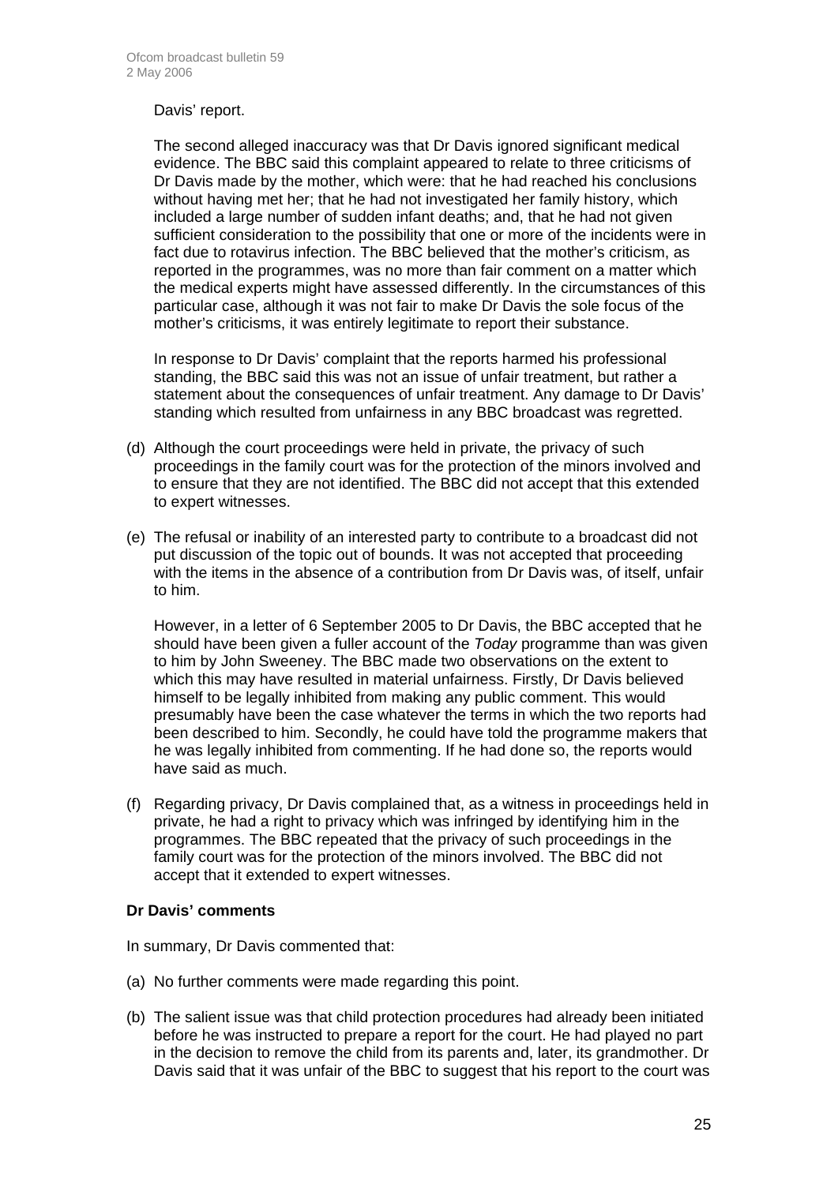Davis' report.

The second alleged inaccuracy was that Dr Davis ignored significant medical evidence. The BBC said this complaint appeared to relate to three criticisms of Dr Davis made by the mother, which were: that he had reached his conclusions without having met her; that he had not investigated her family history, which included a large number of sudden infant deaths; and, that he had not given sufficient consideration to the possibility that one or more of the incidents were in fact due to rotavirus infection. The BBC believed that the mother's criticism, as reported in the programmes, was no more than fair comment on a matter which the medical experts might have assessed differently. In the circumstances of this particular case, although it was not fair to make Dr Davis the sole focus of the mother's criticisms, it was entirely legitimate to report their substance.

In response to Dr Davis' complaint that the reports harmed his professional standing, the BBC said this was not an issue of unfair treatment, but rather a statement about the consequences of unfair treatment. Any damage to Dr Davis' standing which resulted from unfairness in any BBC broadcast was regretted.

(d) Although the court proceedings were held in private, the privacy of such proceedings in the family court was for the protection of the minors involved and to ensure that they are not identified. The BBC did not accept that this extended to expert witnesses.

(e) The refusal or inability of an interested party to contribute to a broadcast did not put discussion of the topic out of bounds. It was not accepted that proceeding with the items in the absence of a contribution from Dr Davis was, of itself, unfair to him.

    However, in a letter of 6 September 2005 to Dr Davis, the BBC accepted that he should have been given a fuller account of the *Today* programme than was given to him by John Sweeney. The BBC made two observations on the extent to which this may have resulted in material unfairness. Firstly, Dr Davis believed himself to be legally inhibited from making any public comment. This would presumably have been the case whatever the terms in which the two reports had been described to him. Secondly, he could have told the programme makers that he was legally inhibited from commenting. If he had done so, the reports would have said as much.

(f) Regarding privacy, Dr Davis complained that, as a witness in proceedings held in private, he had a right to privacy which was infringed by identifying him in the programmes. The BBC repeated that the privacy of such proceedings in the family court was for the protection of the minors involved. The BBC did not accept that it extended to expert witnesses.

**Dr Davis' comments**

In summary, Dr Davis commented that:

(a) No further comments were made regarding this point.

(b) The salient issue was that child protection procedures had already been initiated before he was instructed to prepare a report for the court. He had played no part in the decision to remove the child from its parents and, later, its grandmother. Dr Davis said that it was unfair of the BBC to suggest that his report to the court was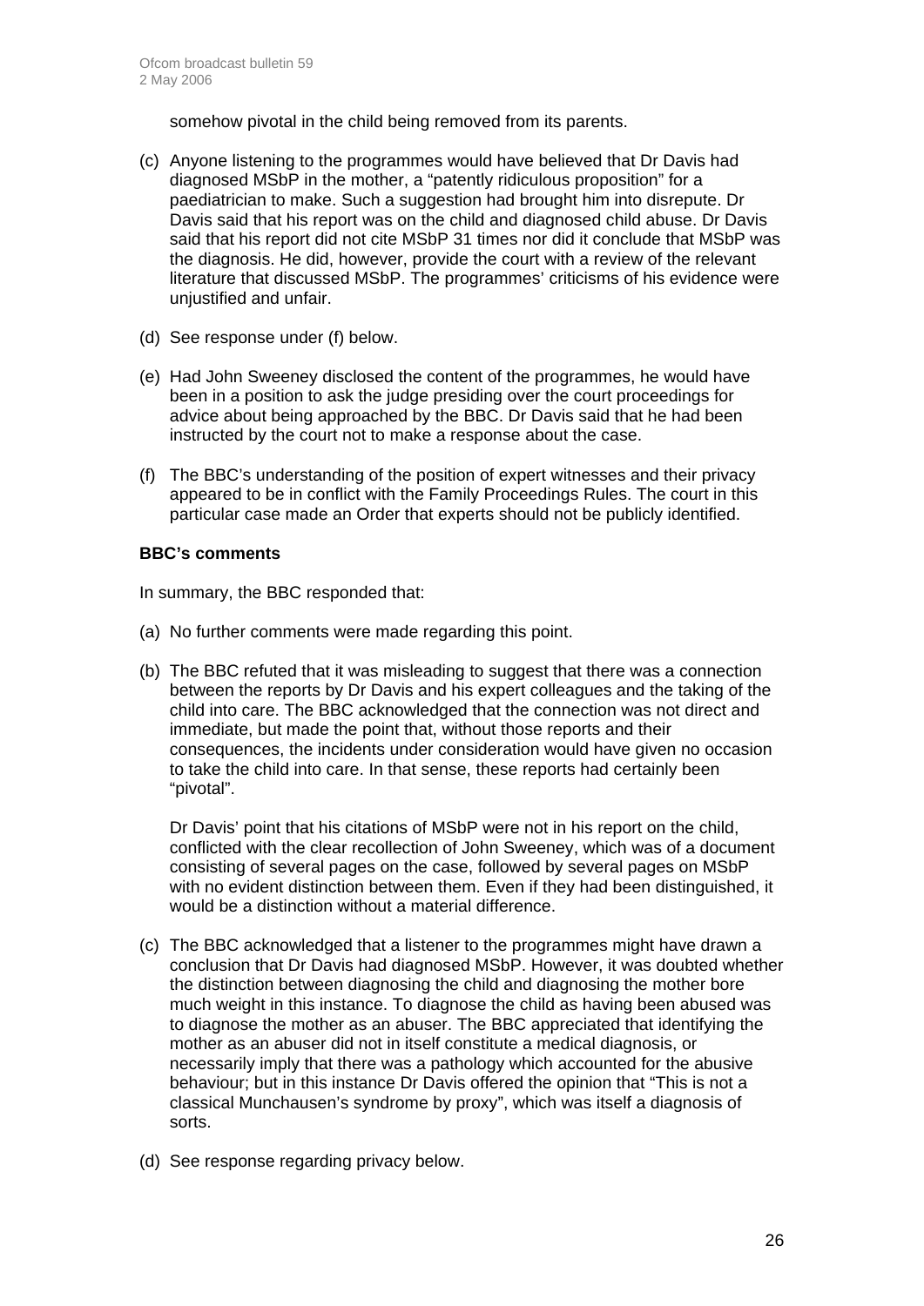somehow pivotal in the child being removed from its parents.

(c) Anyone listening to the programmes would have believed that Dr Davis had diagnosed MSbP in the mother, a "patently ridiculous proposition" for a paediatrician to make. Such a suggestion had brought him into disrepute. Dr Davis said that his report was on the child and diagnosed child abuse. Dr Davis said that his report did not cite MSbP 31 times nor did it conclude that MSbP was the diagnosis. He did, however, provide the court with a review of the relevant literature that discussed MSbP. The programmes' criticisms of his evidence were unjustified and unfair.

(d) See response under (f) below.

(e) Had John Sweeney disclosed the content of the programmes, he would have been in a position to ask the judge presiding over the court proceedings for advice about being approached by the BBC. Dr Davis said that he had been instructed by the court not to make a response about the case.

(f) The BBC's understanding of the position of expert witnesses and their privacy appeared to be in conflict with the Family Proceedings Rules. The court in this particular case made an Order that experts should not be publicly identified.

**BBC's comments**

In summary, the BBC responded that:

(a) No further comments were made regarding this point.

(b) The BBC refuted that it was misleading to suggest that there was a connection between the reports by Dr Davis and his expert colleagues and the taking of the child into care. The BBC acknowledged that the connection was not direct and immediate, but made the point that, without those reports and their consequences, the incidents under consideration would have given no occasion to take the child into care. In that sense, these reports had certainly been "pivotal".

Dr Davis' point that his citations of MSbP were not in his report on the child, conflicted with the clear recollection of John Sweeney, which was of a document consisting of several pages on the case, followed by several pages on MSbP with no evident distinction between them. Even if they had been distinguished, it would be a distinction without a material difference.

(c) The BBC acknowledged that a listener to the programmes might have drawn a conclusion that Dr Davis had diagnosed MSbP. However, it was doubted whether the distinction between diagnosing the child and diagnosing the mother bore much weight in this instance. To diagnose the child as having been abused was to diagnose the mother as an abuser. The BBC appreciated that identifying the mother as an abuser did not in itself constitute a medical diagnosis, or necessarily imply that there was a pathology which accounted for the abusive behaviour; but in this instance Dr Davis offered the opinion that "This is not a classical Munchausen's syndrome by proxy", which was itself a diagnosis of sorts.

(d) See response regarding privacy below.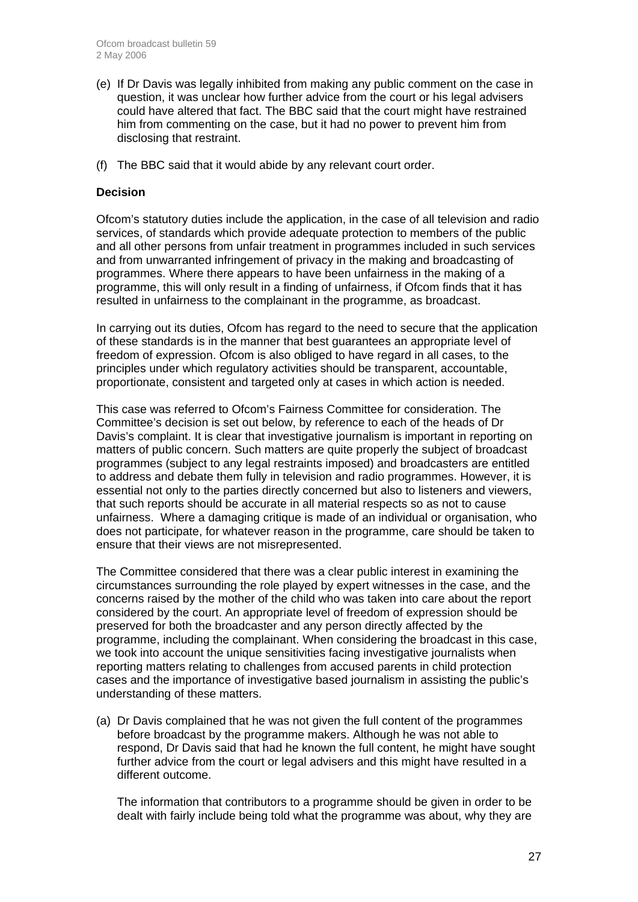(e) If Dr Davis was legally inhibited from making any public comment on the case in question, it was unclear how further advice from the court or his legal advisers could have altered that fact. The BBC said that the court might have restrained him from commenting on the case, but it had no power to prevent him from disclosing that restraint.

(f) The BBC said that it would abide by any relevant court order.

**Decision**

Ofcom's statutory duties include the application, in the case of all television and radio services, of standards which provide adequate protection to members of the public and all other persons from unfair treatment in programmes included in such services and from unwarranted infringement of privacy in the making and broadcasting of programmes. Where there appears to have been unfairness in the making of a programme, this will only result in a finding of unfairness, if Ofcom finds that it has resulted in unfairness to the complainant in the programme, as broadcast.

In carrying out its duties, Ofcom has regard to the need to secure that the application of these standards is in the manner that best guarantees an appropriate level of freedom of expression. Ofcom is also obliged to have regard in all cases, to the principles under which regulatory activities should be transparent, accountable, proportionate, consistent and targeted only at cases in which action is needed.

This case was referred to Ofcom's Fairness Committee for consideration. The Committee's decision is set out below, by reference to each of the heads of Dr Davis's complaint. It is clear that investigative journalism is important in reporting on matters of public concern. Such matters are quite properly the subject of broadcast programmes (subject to any legal restraints imposed) and broadcasters are entitled to address and debate them fully in television and radio programmes. However, it is essential not only to the parties directly concerned but also to listeners and viewers, that such reports should be accurate in all material respects so as not to cause unfairness. Where a damaging critique is made of an individual or organisation, who does not participate, for whatever reason in the programme, care should be taken to ensure that their views are not misrepresented.

The Committee considered that there was a clear public interest in examining the circumstances surrounding the role played by expert witnesses in the case, and the concerns raised by the mother of the child who was taken into care about the report considered by the court. An appropriate level of freedom of expression should be preserved for both the broadcaster and any person directly affected by the programme, including the complainant. When considering the broadcast in this case, we took into account the unique sensitivities facing investigative journalists when reporting matters relating to challenges from accused parents in child protection cases and the importance of investigative based journalism in assisting the public's understanding of these matters.

(a) Dr Davis complained that he was not given the full content of the programmes before broadcast by the programme makers. Although he was not able to respond, Dr Davis said that had he known the full content, he might have sought further advice from the court or legal advisers and this might have resulted in a different outcome.

    The information that contributors to a programme should be given in order to be dealt with fairly include being told what the programme was about, why they are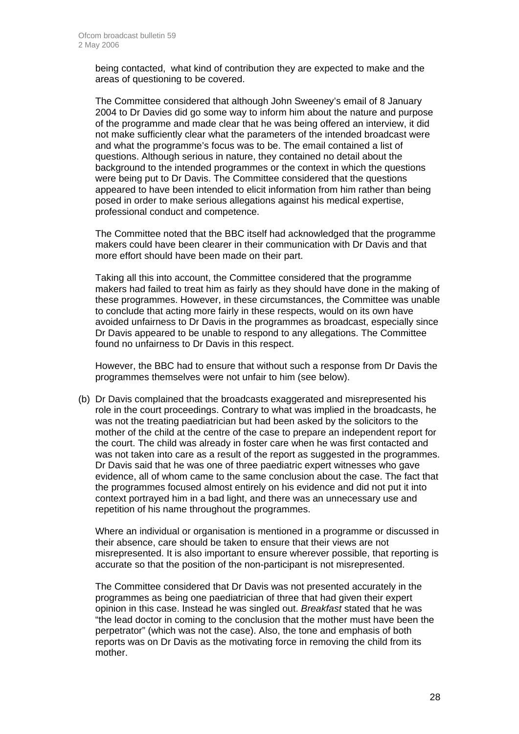being contacted, what kind of contribution they are expected to make and the areas of questioning to be covered.

The Committee considered that although John Sweeney's email of 8 January 2004 to Dr Davies did go some way to inform him about the nature and purpose of the programme and made clear that he was being offered an interview, it did not make sufficiently clear what the parameters of the intended broadcast were and what the programme's focus was to be. The email contained a list of questions. Although serious in nature, they contained no detail about the background to the intended programmes or the context in which the questions were being put to Dr Davis. The Committee considered that the questions appeared to have been intended to elicit information from him rather than being posed in order to make serious allegations against his medical expertise, professional conduct and competence.

The Committee noted that the BBC itself had acknowledged that the programme makers could have been clearer in their communication with Dr Davis and that more effort should have been made on their part.

Taking all this into account, the Committee considered that the programme makers had failed to treat him as fairly as they should have done in the making of these programmes. However, in these circumstances, the Committee was unable to conclude that acting more fairly in these respects, would on its own have avoided unfairness to Dr Davis in the programmes as broadcast, especially since Dr Davis appeared to be unable to respond to any allegations. The Committee found no unfairness to Dr Davis in this respect.

However, the BBC had to ensure that without such a response from Dr Davis the programmes themselves were not unfair to him (see below).

(b) Dr Davis complained that the broadcasts exaggerated and misrepresented his role in the court proceedings. Contrary to what was implied in the broadcasts, he was not the treating paediatrician but had been asked by the solicitors to the mother of the child at the centre of the case to prepare an independent report for the court. The child was already in foster care when he was first contacted and was not taken into care as a result of the report as suggested in the programmes. Dr Davis said that he was one of three paediatric expert witnesses who gave evidence, all of whom came to the same conclusion about the case. The fact that the programmes focused almost entirely on his evidence and did not put it into context portrayed him in a bad light, and there was an unnecessary use and repetition of his name throughout the programmes.

Where an individual or organisation is mentioned in a programme or discussed in their absence, care should be taken to ensure that their views are not misrepresented. It is also important to ensure wherever possible, that reporting is accurate so that the position of the non-participant is not misrepresented.

The Committee considered that Dr Davis was not presented accurately in the programmes as being one paediatrician of three that had given their expert opinion in this case. Instead he was singled out. *Breakfast* stated that he was "the lead doctor in coming to the conclusion that the mother must have been the perpetrator" (which was not the case). Also, the tone and emphasis of both reports was on Dr Davis as the motivating force in removing the child from its mother.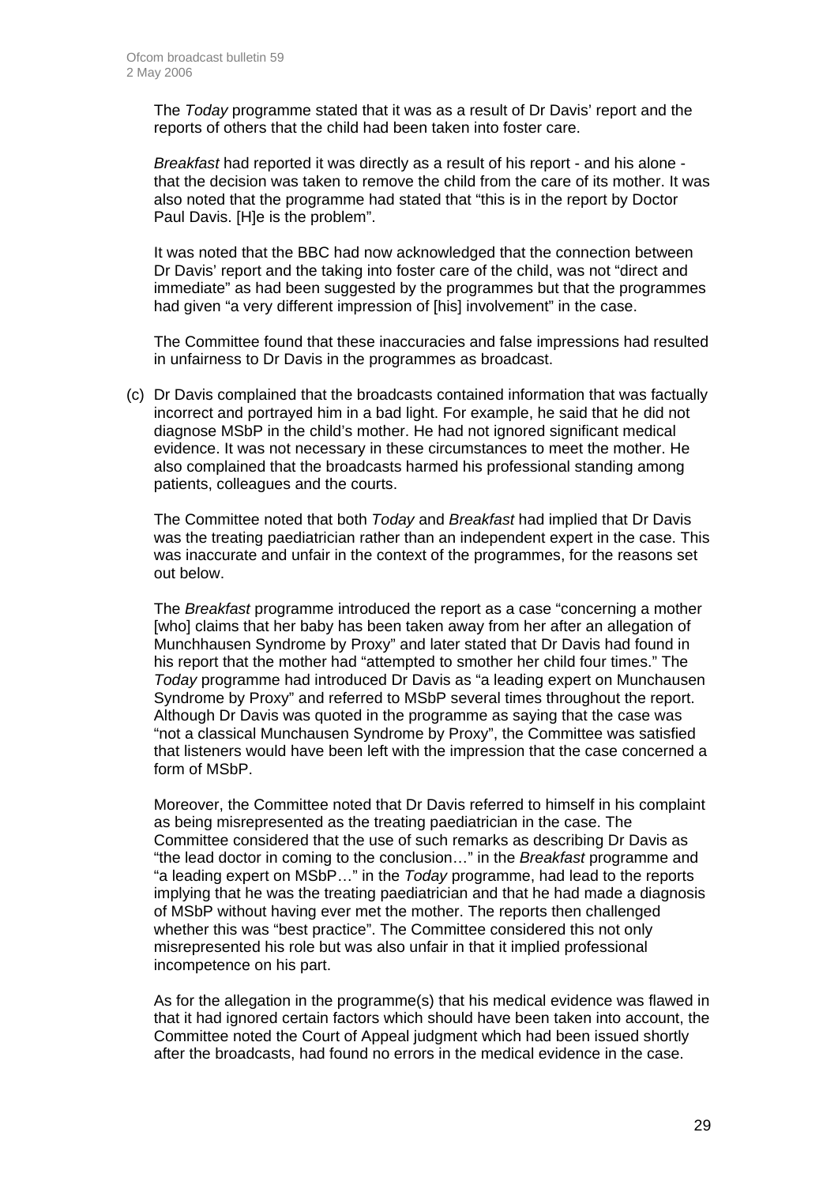The *Today* programme stated that it was as a result of Dr Davis' report and the reports of others that the child had been taken into foster care.

*Breakfast* had reported it was directly as a result of his report - and his alone - that the decision was taken to remove the child from the care of its mother. It was also noted that the programme had stated that "this is in the report by Doctor Paul Davis. [H]e is the problem".

It was noted that the BBC had now acknowledged that the connection between Dr Davis' report and the taking into foster care of the child, was not "direct and immediate" as had been suggested by the programmes but that the programmes had given "a very different impression of [his] involvement" in the case.

The Committee found that these inaccuracies and false impressions had resulted in unfairness to Dr Davis in the programmes as broadcast.

(c) Dr Davis complained that the broadcasts contained information that was factually incorrect and portrayed him in a bad light. For example, he said that he did not diagnose MSbP in the child's mother. He had not ignored significant medical evidence. It was not necessary in these circumstances to meet the mother. He also complained that the broadcasts harmed his professional standing among patients, colleagues and the courts.

The Committee noted that both *Today* and *Breakfast* had implied that Dr Davis was the treating paediatrician rather than an independent expert in the case. This was inaccurate and unfair in the context of the programmes, for the reasons set out below.

The *Breakfast* programme introduced the report as a case "concerning a mother [who] claims that her baby has been taken away from her after an allegation of Munchhausen Syndrome by Proxy" and later stated that Dr Davis had found in his report that the mother had "attempted to smother her child four times." The *Today* programme had introduced Dr Davis as "a leading expert on Munchausen Syndrome by Proxy" and referred to MSbP several times throughout the report. Although Dr Davis was quoted in the programme as saying that the case was "not a classical Munchausen Syndrome by Proxy", the Committee was satisfied that listeners would have been left with the impression that the case concerned a form of MSbP.

Moreover, the Committee noted that Dr Davis referred to himself in his complaint as being misrepresented as the treating paediatrician in the case. The Committee considered that the use of such remarks as describing Dr Davis as "the lead doctor in coming to the conclusion…" in the *Breakfast* programme and "a leading expert on MSbP…" in the *Today* programme, had lead to the reports implying that he was the treating paediatrician and that he had made a diagnosis of MSbP without having ever met the mother. The reports then challenged whether this was "best practice". The Committee considered this not only misrepresented his role but was also unfair in that it implied professional incompetence on his part.

As for the allegation in the programme(s) that his medical evidence was flawed in that it had ignored certain factors which should have been taken into account, the Committee noted the Court of Appeal judgment which had been issued shortly after the broadcasts, had found no errors in the medical evidence in the case.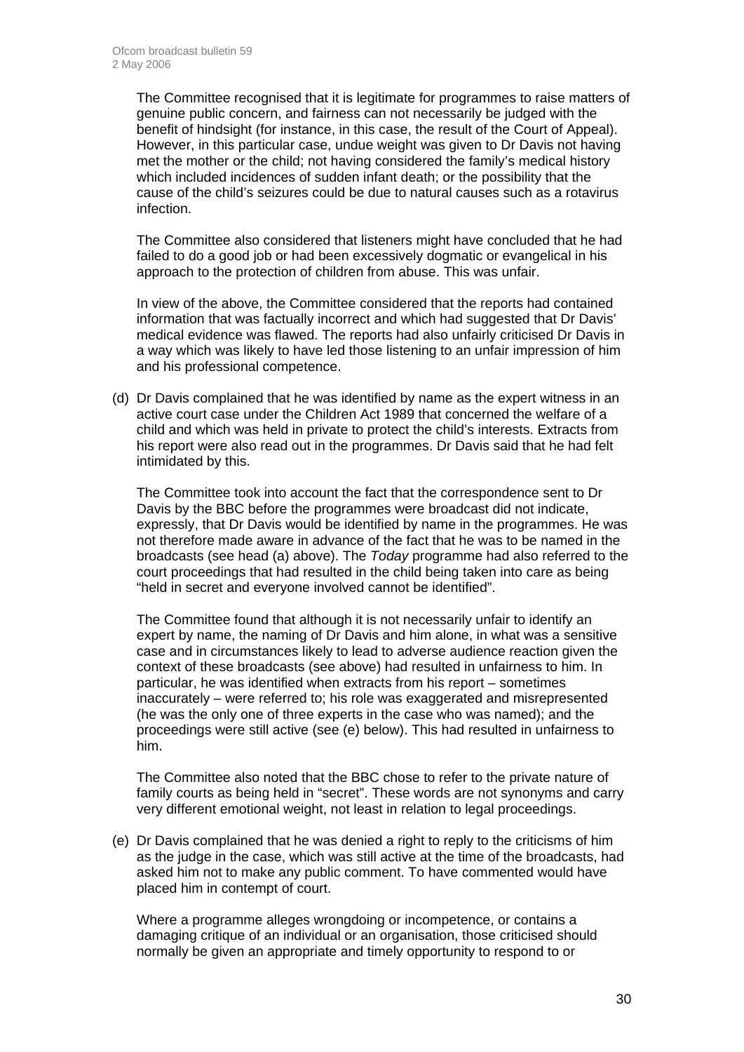The Committee recognised that it is legitimate for programmes to raise matters of genuine public concern, and fairness can not necessarily be judged with the benefit of hindsight (for instance, in this case, the result of the Court of Appeal). However, in this particular case, undue weight was given to Dr Davis not having met the mother or the child; not having considered the family's medical history which included incidences of sudden infant death; or the possibility that the cause of the child's seizures could be due to natural causes such as a rotavirus infection.

The Committee also considered that listeners might have concluded that he had failed to do a good job or had been excessively dogmatic or evangelical in his approach to the protection of children from abuse. This was unfair.

In view of the above, the Committee considered that the reports had contained information that was factually incorrect and which had suggested that Dr Davis' medical evidence was flawed. The reports had also unfairly criticised Dr Davis in a way which was likely to have led those listening to an unfair impression of him and his professional competence.

(d) Dr Davis complained that he was identified by name as the expert witness in an active court case under the Children Act 1989 that concerned the welfare of a child and which was held in private to protect the child's interests. Extracts from his report were also read out in the programmes. Dr Davis said that he had felt intimidated by this.

The Committee took into account the fact that the correspondence sent to Dr Davis by the BBC before the programmes were broadcast did not indicate, expressly, that Dr Davis would be identified by name in the programmes. He was not therefore made aware in advance of the fact that he was to be named in the broadcasts (see head (a) above). The *Today* programme had also referred to the court proceedings that had resulted in the child being taken into care as being "held in secret and everyone involved cannot be identified".

The Committee found that although it is not necessarily unfair to identify an expert by name, the naming of Dr Davis and him alone, in what was a sensitive case and in circumstances likely to lead to adverse audience reaction given the context of these broadcasts (see above) had resulted in unfairness to him. In particular, he was identified when extracts from his report – sometimes inaccurately – were referred to; his role was exaggerated and misrepresented (he was the only one of three experts in the case who was named); and the proceedings were still active (see (e) below). This had resulted in unfairness to him.

The Committee also noted that the BBC chose to refer to the private nature of family courts as being held in "secret". These words are not synonyms and carry very different emotional weight, not least in relation to legal proceedings.

(e) Dr Davis complained that he was denied a right to reply to the criticisms of him as the judge in the case, which was still active at the time of the broadcasts, had asked him not to make any public comment. To have commented would have placed him in contempt of court.

Where a programme alleges wrongdoing or incompetence, or contains a damaging critique of an individual or an organisation, those criticised should normally be given an appropriate and timely opportunity to respond to or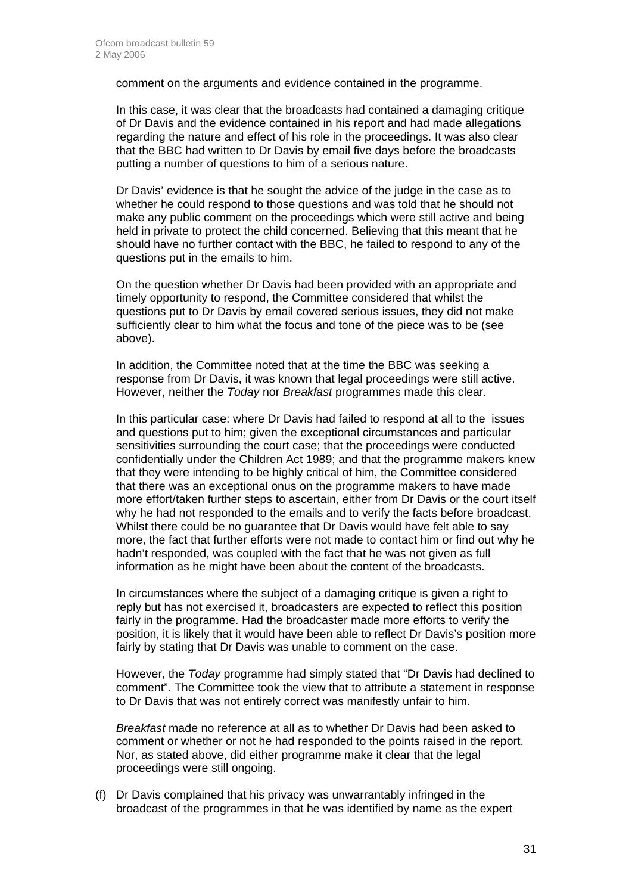comment on the arguments and evidence contained in the programme.

In this case, it was clear that the broadcasts had contained a damaging critique of Dr Davis and the evidence contained in his report and had made allegations regarding the nature and effect of his role in the proceedings. It was also clear that the BBC had written to Dr Davis by email five days before the broadcasts putting a number of questions to him of a serious nature.

Dr Davis' evidence is that he sought the advice of the judge in the case as to whether he could respond to those questions and was told that he should not make any public comment on the proceedings which were still active and being held in private to protect the child concerned. Believing that this meant that he should have no further contact with the BBC, he failed to respond to any of the questions put in the emails to him.

On the question whether Dr Davis had been provided with an appropriate and timely opportunity to respond, the Committee considered that whilst the questions put to Dr Davis by email covered serious issues, they did not make sufficiently clear to him what the focus and tone of the piece was to be (see above).

In addition, the Committee noted that at the time the BBC was seeking a response from Dr Davis, it was known that legal proceedings were still active. However, neither the *Today* nor *Breakfast* programmes made this clear.

In this particular case: where Dr Davis had failed to respond at all to the issues and questions put to him; given the exceptional circumstances and particular sensitivities surrounding the court case; that the proceedings were conducted confidentially under the Children Act 1989; and that the programme makers knew that they were intending to be highly critical of him, the Committee considered that there was an exceptional onus on the programme makers to have made more effort/taken further steps to ascertain, either from Dr Davis or the court itself why he had not responded to the emails and to verify the facts before broadcast. Whilst there could be no guarantee that Dr Davis would have felt able to say more, the fact that further efforts were not made to contact him or find out why he hadn't responded, was coupled with the fact that he was not given as full information as he might have been about the content of the broadcasts.

In circumstances where the subject of a damaging critique is given a right to reply but has not exercised it, broadcasters are expected to reflect this position fairly in the programme. Had the broadcaster made more efforts to verify the position, it is likely that it would have been able to reflect Dr Davis's position more fairly by stating that Dr Davis was unable to comment on the case.

However, the *Today* programme had simply stated that "Dr Davis had declined to comment". The Committee took the view that to attribute a statement in response to Dr Davis that was not entirely correct was manifestly unfair to him.

*Breakfast* made no reference at all as to whether Dr Davis had been asked to comment or whether or not he had responded to the points raised in the report. Nor, as stated above, did either programme make it clear that the legal proceedings were still ongoing.

(f) Dr Davis complained that his privacy was unwarrantably infringed in the broadcast of the programmes in that he was identified by name as the expert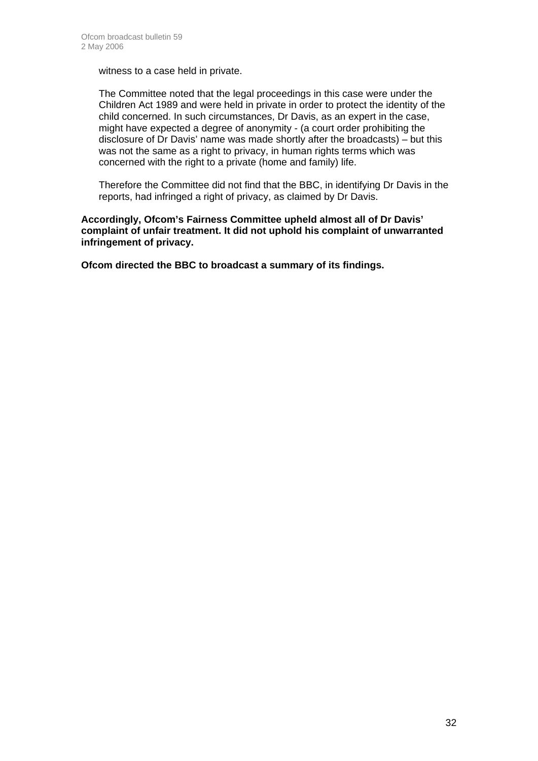witness to a case held in private.

The Committee noted that the legal proceedings in this case were under the Children Act 1989 and were held in private in order to protect the identity of the child concerned. In such circumstances, Dr Davis, as an expert in the case, might have expected a degree of anonymity - (a court order prohibiting the disclosure of Dr Davis' name was made shortly after the broadcasts) – but this was not the same as a right to privacy, in human rights terms which was concerned with the right to a private (home and family) life.

Therefore the Committee did not find that the BBC, in identifying Dr Davis in the reports, had infringed a right of privacy, as claimed by Dr Davis.

**Accordingly, Ofcom's Fairness Committee upheld almost all of Dr Davis' complaint of unfair treatment. It did not uphold his complaint of unwarranted infringement of privacy.**

**Ofcom directed the BBC to broadcast a summary of its findings.**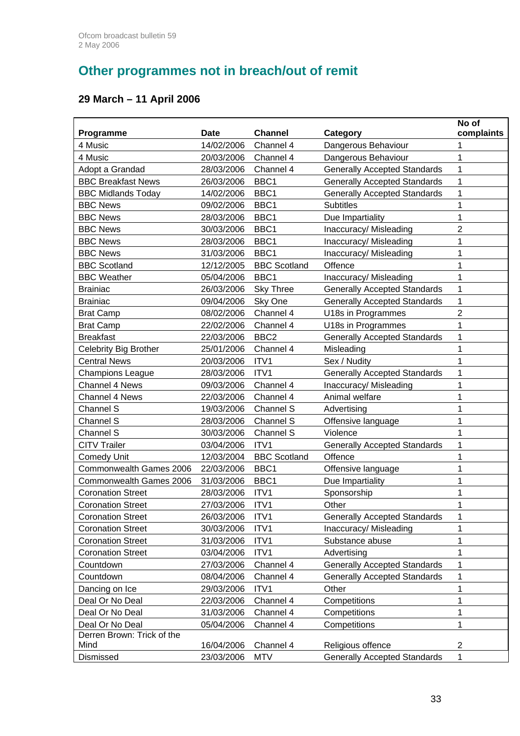## Other programmes not in breach/out of remit

### 29 March – 11 April 2006

| Programme | Date | Channel | Category | No of complaints |
|---|---|---|---|---|
| 4 Music | 14/02/2006 | Channel 4 | Dangerous Behaviour | 1 |
| 4 Music | 20/03/2006 | Channel 4 | Dangerous Behaviour | 1 |
| Adopt a Grandad | 28/03/2006 | Channel 4 | Generally Accepted Standards | 1 |
| BBC Breakfast News | 26/03/2006 | BBC1 | Generally Accepted Standards | 1 |
| BBC Midlands Today | 14/02/2006 | BBC1 | Generally Accepted Standards | 1 |
| BBC News | 09/02/2006 | BBC1 | Subtitles | 1 |
| BBC News | 28/03/2006 | BBC1 | Due Impartiality | 1 |
| BBC News | 30/03/2006 | BBC1 | Inaccuracy/ Misleading | 2 |
| BBC News | 28/03/2006 | BBC1 | Inaccuracy/ Misleading | 1 |
| BBC News | 31/03/2006 | BBC1 | Inaccuracy/ Misleading | 1 |
| BBC Scotland | 12/12/2005 | BBC Scotland | Offence | 1 |
| BBC Weather | 05/04/2006 | BBC1 | Inaccuracy/ Misleading | 1 |
| Brainiac | 26/03/2006 | Sky Three | Generally Accepted Standards | 1 |
| Brainiac | 09/04/2006 | Sky One | Generally Accepted Standards | 1 |
| Brat Camp | 08/02/2006 | Channel 4 | U18s in Programmes | 2 |
| Brat Camp | 22/02/2006 | Channel 4 | U18s in Programmes | 1 |
| Breakfast | 22/03/2006 | BBC2 | Generally Accepted Standards | 1 |
| Celebrity Big Brother | 25/01/2006 | Channel 4 | Misleading | 1 |
| Central News | 20/03/2006 | ITV1 | Sex / Nudity | 1 |
| Champions League | 28/03/2006 | ITV1 | Generally Accepted Standards | 1 |
| Channel 4 News | 09/03/2006 | Channel 4 | Inaccuracy/ Misleading | 1 |
| Channel 4 News | 22/03/2006 | Channel 4 | Animal welfare | 1 |
| Channel S | 19/03/2006 | Channel S | Advertising | 1 |
| Channel S | 28/03/2006 | Channel S | Offensive language | 1 |
| Channel S | 30/03/2006 | Channel S | Violence | 1 |
| CITV Trailer | 03/04/2006 | ITV1 | Generally Accepted Standards | 1 |
| Comedy Unit | 12/03/2004 | BBC Scotland | Offence | 1 |
| Commonwealth Games 2006 | 22/03/2006 | BBC1 | Offensive language | 1 |
| Commonwealth Games 2006 | 31/03/2006 | BBC1 | Due Impartiality | 1 |
| Coronation Street | 28/03/2006 | ITV1 | Sponsorship | 1 |
| Coronation Street | 27/03/2006 | ITV1 | Other | 1 |
| Coronation Street | 26/03/2006 | ITV1 | Generally Accepted Standards | 1 |
| Coronation Street | 30/03/2006 | ITV1 | Inaccuracy/ Misleading | 1 |
| Coronation Street | 31/03/2006 | ITV1 | Substance abuse | 1 |
| Coronation Street | 03/04/2006 | ITV1 | Advertising | 1 |
| Countdown | 27/03/2006 | Channel 4 | Generally Accepted Standards | 1 |
| Countdown | 08/04/2006 | Channel 4 | Generally Accepted Standards | 1 |
| Dancing on Ice | 29/03/2006 | ITV1 | Other | 1 |
| Deal Or No Deal | 22/03/2006 | Channel 4 | Competitions | 1 |
| Deal Or No Deal | 31/03/2006 | Channel 4 | Competitions | 1 |
| Deal Or No Deal | 05/04/2006 | Channel 4 | Competitions | 1 |
| Derren Brown: Trick of the Mind | 16/04/2006 | Channel 4 | Religious offence | 2 |
| Dismissed | 23/03/2006 | MTV | Generally Accepted Standards | 1 |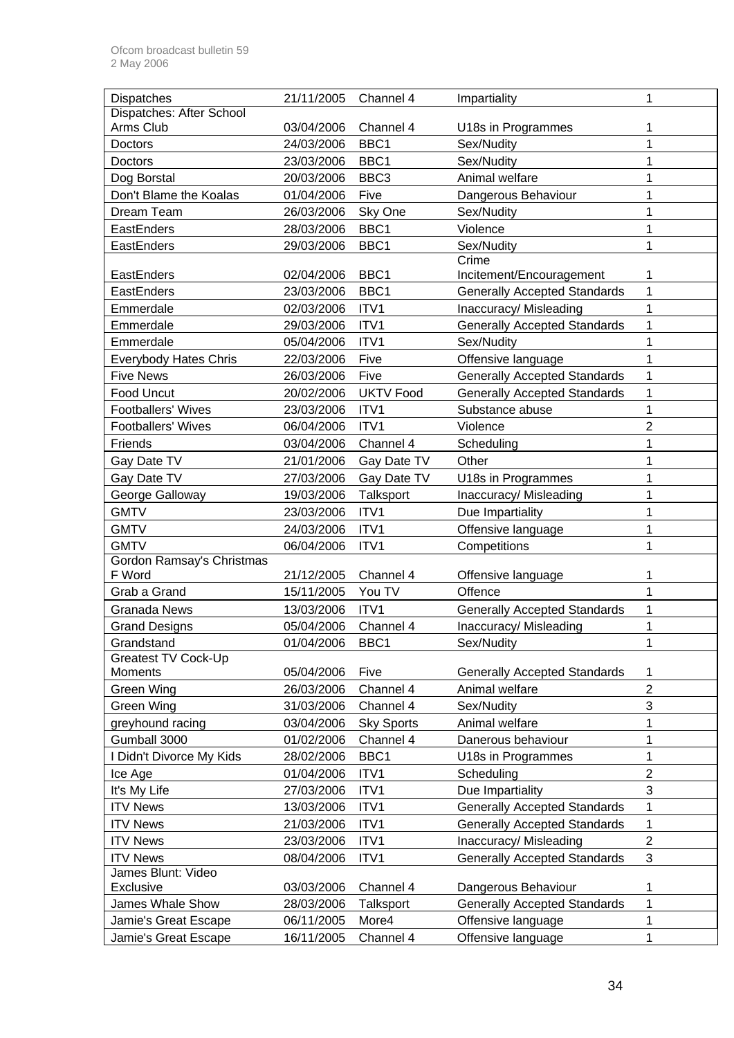| Dispatches | 21/11/2005 | Channel 4 | Impartiality | 1 |
|---|---|---|---|---|
| Dispatches: After School Arms Club | 03/04/2006 | Channel 4 | U18s in Programmes | 1 |
| Doctors | 24/03/2006 | BBC1 | Sex/Nudity | 1 |
| Doctors | 23/03/2006 | BBC1 | Sex/Nudity | 1 |
| Dog Borstal | 20/03/2006 | BBC3 | Animal welfare | 1 |
| Don't Blame the Koalas | 01/04/2006 | Five | Dangerous Behaviour | 1 |
| Dream Team | 26/03/2006 | Sky One | Sex/Nudity | 1 |
| EastEnders | 28/03/2006 | BBC1 | Violence | 1 |
| EastEnders | 29/03/2006 | BBC1 | Sex/Nudity | 1 |
| EastEnders | 02/04/2006 | BBC1 | Crime Incitement/Encouragement | 1 |
| EastEnders | 23/03/2006 | BBC1 | Generally Accepted Standards | 1 |
| Emmerdale | 02/03/2006 | ITV1 | Inaccuracy/ Misleading | 1 |
| Emmerdale | 29/03/2006 | ITV1 | Generally Accepted Standards | 1 |
| Emmerdale | 05/04/2006 | ITV1 | Sex/Nudity | 1 |
| Everybody Hates Chris | 22/03/2006 | Five | Offensive language | 1 |
| Five News | 26/03/2006 | Five | Generally Accepted Standards | 1 |
| Food Uncut | 20/02/2006 | UKTV Food | Generally Accepted Standards | 1 |
| Footballers' Wives | 23/03/2006 | ITV1 | Substance abuse | 1 |
| Footballers' Wives | 06/04/2006 | ITV1 | Violence | 2 |
| Friends | 03/04/2006 | Channel 4 | Scheduling | 1 |
| Gay Date TV | 21/01/2006 | Gay Date TV | Other | 1 |
| Gay Date TV | 27/03/2006 | Gay Date TV | U18s in Programmes | 1 |
| George Galloway | 19/03/2006 | Talksport | Inaccuracy/ Misleading | 1 |
| GMTV | 23/03/2006 | ITV1 | Due Impartiality | 1 |
| GMTV | 24/03/2006 | ITV1 | Offensive language | 1 |
| GMTV | 06/04/2006 | ITV1 | Competitions | 1 |
| Gordon Ramsay's Christmas F Word | 21/12/2005 | Channel 4 | Offensive language | 1 |
| Grab a Grand | 15/11/2005 | You TV | Offence | 1 |
| Granada News | 13/03/2006 | ITV1 | Generally Accepted Standards | 1 |
| Grand Designs | 05/04/2006 | Channel 4 | Inaccuracy/ Misleading | 1 |
| Grandstand | 01/04/2006 | BBC1 | Sex/Nudity | 1 |
| Greatest TV Cock-Up Moments | 05/04/2006 | Five | Generally Accepted Standards | 1 |
| Green Wing | 26/03/2006 | Channel 4 | Animal welfare | 2 |
| Green Wing | 31/03/2006 | Channel 4 | Sex/Nudity | 3 |
| greyhound racing | 03/04/2006 | Sky Sports | Animal welfare | 1 |
| Gumball 3000 | 01/02/2006 | Channel 4 | Danerous behaviour | 1 |
| I Didn't Divorce My Kids | 28/02/2006 | BBC1 | U18s in Programmes | 1 |
| Ice Age | 01/04/2006 | ITV1 | Scheduling | 2 |
| It's My Life | 27/03/2006 | ITV1 | Due Impartiality | 3 |
| ITV News | 13/03/2006 | ITV1 | Generally Accepted Standards | 1 |
| ITV News | 21/03/2006 | ITV1 | Generally Accepted Standards | 1 |
| ITV News | 23/03/2006 | ITV1 | Inaccuracy/ Misleading | 2 |
| ITV News | 08/04/2006 | ITV1 | Generally Accepted Standards | 3 |
| James Blunt: Video Exclusive | 03/03/2006 | Channel 4 | Dangerous Behaviour | 1 |
| James Whale Show | 28/03/2006 | Talksport | Generally Accepted Standards | 1 |
| Jamie's Great Escape | 06/11/2005 | More4 | Offensive language | 1 |
| Jamie's Great Escape | 16/11/2005 | Channel 4 | Offensive language | 1 |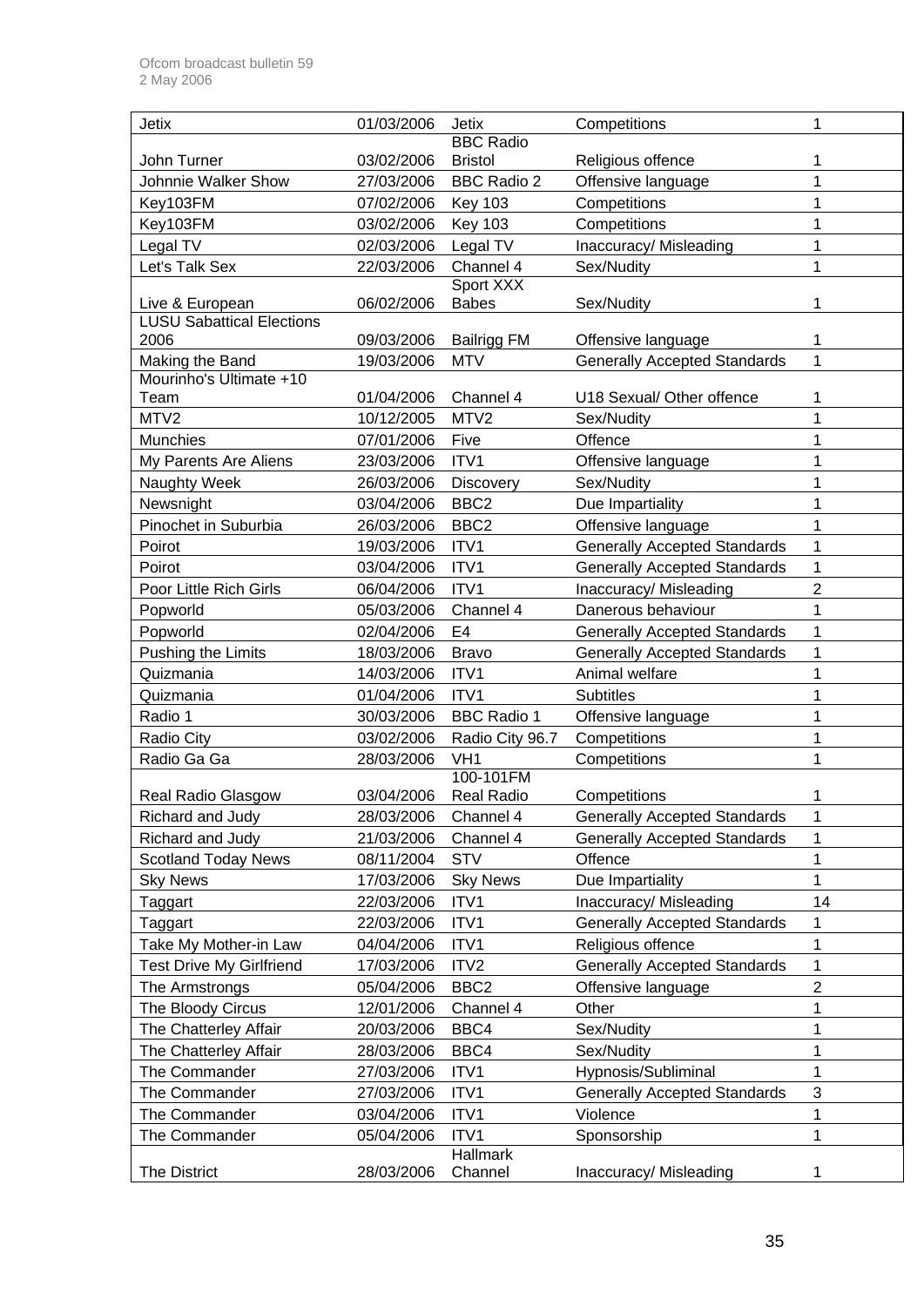| Jetix | 01/03/2006 | Jetix | Competitions | 1 |
|---|---|---|---|---|
| John Turner | 03/02/2006 | BBC Radio Bristol | Religious offence | 1 |
| Johnnie Walker Show | 27/03/2006 | BBC Radio 2 | Offensive language | 1 |
| Key103FM | 07/02/2006 | Key 103 | Competitions | 1 |
| Key103FM | 03/02/2006 | Key 103 | Competitions | 1 |
| Legal TV | 02/03/2006 | Legal TV | Inaccuracy/ Misleading | 1 |
| Let's Talk Sex | 22/03/2006 | Channel 4 | Sex/Nudity | 1 |
| Live & European | 06/02/2006 | Sport XXX Babes | Sex/Nudity | 1 |
| LUSU Sabattical Elections 2006 | 09/03/2006 | Bailrigg FM | Offensive language | 1 |
| Making the Band | 19/03/2006 | MTV | Generally Accepted Standards | 1 |
| Mourinho's Ultimate +10 Team | 01/04/2006 | Channel 4 | U18 Sexual/ Other offence | 1 |
| MTV2 | 10/12/2005 | MTV2 | Sex/Nudity | 1 |
| Munchies | 07/01/2006 | Five | Offence | 1 |
| My Parents Are Aliens | 23/03/2006 | ITV1 | Offensive language | 1 |
| Naughty Week | 26/03/2006 | Discovery | Sex/Nudity | 1 |
| Newsnight | 03/04/2006 | BBC2 | Due Impartiality | 1 |
| Pinochet in Suburbia | 26/03/2006 | BBC2 | Offensive language | 1 |
| Poirot | 19/03/2006 | ITV1 | Generally Accepted Standards | 1 |
| Poirot | 03/04/2006 | ITV1 | Generally Accepted Standards | 1 |
| Poor Little Rich Girls | 06/04/2006 | ITV1 | Inaccuracy/ Misleading | 2 |
| Popworld | 05/03/2006 | Channel 4 | Danerous behaviour | 1 |
| Popworld | 02/04/2006 | E4 | Generally Accepted Standards | 1 |
| Pushing the Limits | 18/03/2006 | Bravo | Generally Accepted Standards | 1 |
| Quizmania | 14/03/2006 | ITV1 | Animal welfare | 1 |
| Quizmania | 01/04/2006 | ITV1 | Subtitles | 1 |
| Radio 1 | 30/03/2006 | BBC Radio 1 | Offensive language | 1 |
| Radio City | 03/02/2006 | Radio City 96.7 | Competitions | 1 |
| Radio Ga Ga | 28/03/2006 | VH1 | Competitions | 1 |
| Real Radio Glasgow | 03/04/2006 | 100-101FM Real Radio | Competitions | 1 |
| Richard and Judy | 28/03/2006 | Channel 4 | Generally Accepted Standards | 1 |
| Richard and Judy | 21/03/2006 | Channel 4 | Generally Accepted Standards | 1 |
| Scotland Today News | 08/11/2004 | STV | Offence | 1 |
| Sky News | 17/03/2006 | Sky News | Due Impartiality | 1 |
| Taggart | 22/03/2006 | ITV1 | Inaccuracy/ Misleading | 14 |
| Taggart | 22/03/2006 | ITV1 | Generally Accepted Standards | 1 |
| Take My Mother-in Law | 04/04/2006 | ITV1 | Religious offence | 1 |
| Test Drive My Girlfriend | 17/03/2006 | ITV2 | Generally Accepted Standards | 1 |
| The Armstrongs | 05/04/2006 | BBC2 | Offensive language | 2 |
| The Bloody Circus | 12/01/2006 | Channel 4 | Other | 1 |
| The Chatterley Affair | 20/03/2006 | BBC4 | Sex/Nudity | 1 |
| The Chatterley Affair | 28/03/2006 | BBC4 | Sex/Nudity | 1 |
| The Commander | 27/03/2006 | ITV1 | Hypnosis/Subliminal | 1 |
| The Commander | 27/03/2006 | ITV1 | Generally Accepted Standards | 3 |
| The Commander | 03/04/2006 | ITV1 | Violence | 1 |
| The Commander | 05/04/2006 | ITV1 | Sponsorship | 1 |
| The District | 28/03/2006 | Hallmark Channel | Inaccuracy/ Misleading | 1 |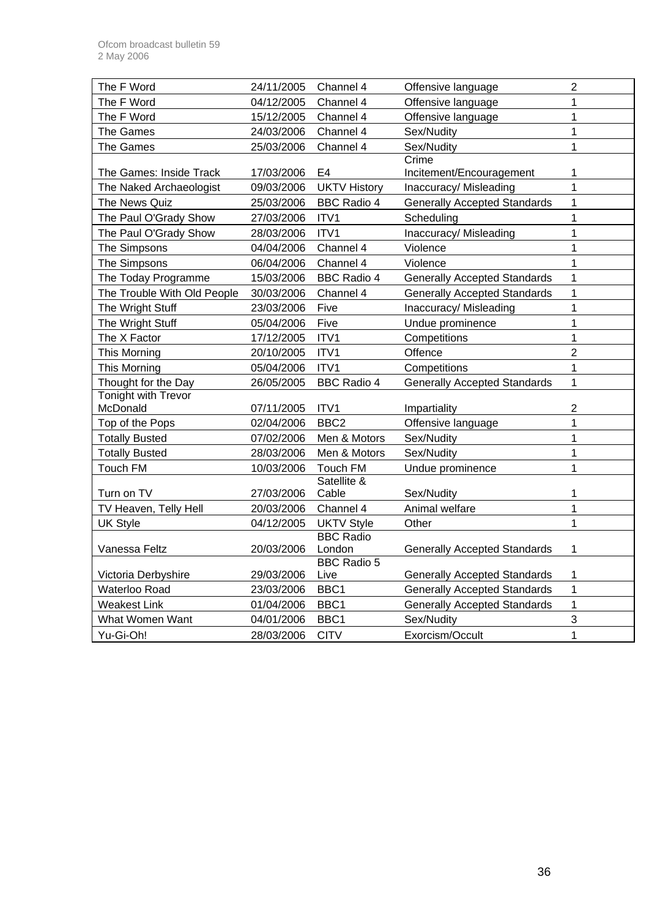| | | | | |
|---|---|---|---|---|
| The F Word | 24/11/2005 | Channel 4 | Offensive language | 2 |
| The F Word | 04/12/2005 | Channel 4 | Offensive language | 1 |
| The F Word | 15/12/2005 | Channel 4 | Offensive language | 1 |
| The Games | 24/03/2006 | Channel 4 | Sex/Nudity | 1 |
| The Games | 25/03/2006 | Channel 4 | Sex/Nudity | 1 |
| The Games: Inside Track | 17/03/2006 | E4 | Crime Incitement/Encouragement | 1 |
| The Naked Archaeologist | 09/03/2006 | UKTV History | Inaccuracy/ Misleading | 1 |
| The News Quiz | 25/03/2006 | BBC Radio 4 | Generally Accepted Standards | 1 |
| The Paul O'Grady Show | 27/03/2006 | ITV1 | Scheduling | 1 |
| The Paul O'Grady Show | 28/03/2006 | ITV1 | Inaccuracy/ Misleading | 1 |
| The Simpsons | 04/04/2006 | Channel 4 | Violence | 1 |
| The Simpsons | 06/04/2006 | Channel 4 | Violence | 1 |
| The Today Programme | 15/03/2006 | BBC Radio 4 | Generally Accepted Standards | 1 |
| The Trouble With Old People | 30/03/2006 | Channel 4 | Generally Accepted Standards | 1 |
| The Wright Stuff | 23/03/2006 | Five | Inaccuracy/ Misleading | 1 |
| The Wright Stuff | 05/04/2006 | Five | Undue prominence | 1 |
| The X Factor | 17/12/2005 | ITV1 | Competitions | 1 |
| This Morning | 20/10/2005 | ITV1 | Offence | 2 |
| This Morning | 05/04/2006 | ITV1 | Competitions | 1 |
| Thought for the Day | 26/05/2005 | BBC Radio 4 | Generally Accepted Standards | 1 |
| Tonight with Trevor McDonald | 07/11/2005 | ITV1 | Impartiality | 2 |
| Top of the Pops | 02/04/2006 | BBC2 | Offensive language | 1 |
| Totally Busted | 07/02/2006 | Men & Motors | Sex/Nudity | 1 |
| Totally Busted | 28/03/2006 | Men & Motors | Sex/Nudity | 1 |
| Touch FM | 10/03/2006 | Touch FM | Undue prominence | 1 |
| Turn on TV | 27/03/2006 | Satellite & Cable | Sex/Nudity | 1 |
| TV Heaven, Telly Hell | 20/03/2006 | Channel 4 | Animal welfare | 1 |
| UK Style | 04/12/2005 | UKTV Style | Other | 1 |
| Vanessa Feltz | 20/03/2006 | BBC Radio London | Generally Accepted Standards | 1 |
| Victoria Derbyshire | 29/03/2006 | BBC Radio 5 Live | Generally Accepted Standards | 1 |
| Waterloo Road | 23/03/2006 | BBC1 | Generally Accepted Standards | 1 |
| Weakest Link | 01/04/2006 | BBC1 | Generally Accepted Standards | 1 |
| What Women Want | 04/01/2006 | BBC1 | Sex/Nudity | 3 |
| Yu-Gi-Oh! | 28/03/2006 | CITV | Exorcism/Occult | 1 |